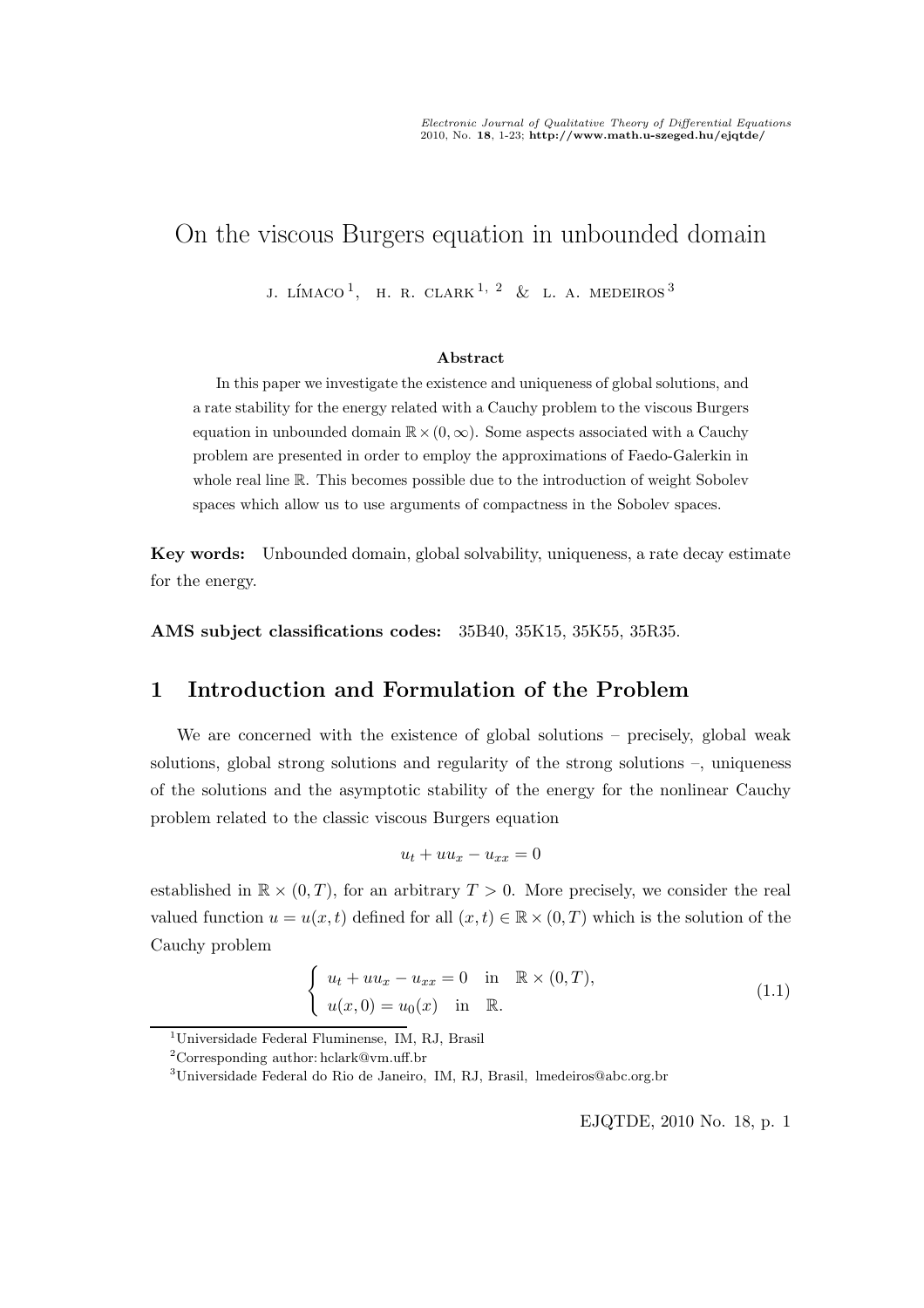# On the viscous Burgers equation in unbounded domain

J. Límaco[1], H. R. Clark[1, 2] & L. A. Medeiros[3]

**Abstract**

In this paper we investigate the existence and uniqueness of global solutions, and a rate stability for the energy related with a Cauchy problem to the viscous Burgers equation in unbounded domain $\mathbb{R} \times (0, \infty)$. Some aspects associated with a Cauchy problem are presented in order to employ the approximations of Faedo-Galerkin in whole real line $\mathbb{R}$. This becomes possible due to the introduction of weight Sobolev spaces which allow us to use arguments of compactness in the Sobolev spaces.

**Key words:** Unbounded domain, global solvability, uniqueness, a rate decay estimate for the energy.

**AMS subject classifications codes:** 35B40, 35K15, 35K55, 35R35.

## 1 Introduction and Formulation of the Problem

We are concerned with the existence of global solutions – precisely, global weak solutions, global strong solutions and regularity of the strong solutions –, uniqueness of the solutions and the asymptotic stability of the energy for the nonlinear Cauchy problem related to the classic viscous Burgers equation

$$u_t + uu_x - u_{xx} = 0$$

established in $\mathbb{R} \times (0, T)$, for an arbitrary $T > 0$. More precisely, we consider the real valued function $u = u(x, t)$ defined for all $(x, t) \in \mathbb{R} \times (0, T)$ which is the solution of the Cauchy problem

$$\begin{cases} u_t + uu_x - u_{xx} = 0 & \text{in} \quad \mathbb{R} \times (0, T), \\ u(x, 0) = u_0(x) & \text{in} \quad \mathbb{R}. \end{cases} \tag{1.1}$$

[1] Universidade Federal Fluminense, IM, RJ, Brasil

[2] Corresponding author: hclark@vm.uff.br

[3] Universidade Federal do Rio de Janeiro, IM, RJ, Brasil, lmedeiros@abc.org.br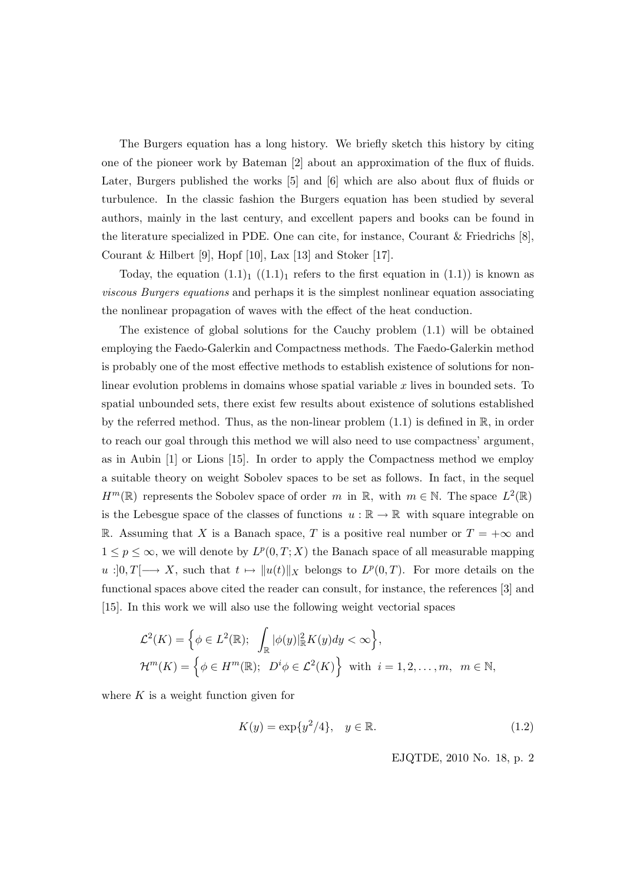The Burgers equation has a long history. We briefly sketch this history by citing one of the pioneer work by Bateman [2] about an approximation of the flux of fluids. Later, Burgers published the works [5] and [6] which are also about flux of fluids or turbulence. In the classic fashion the Burgers equation has been studied by several authors, mainly in the last century, and excellent papers and books can be found in the literature specialized in PDE. One can cite, for instance, Courant & Friedrichs [8], Courant & Hilbert [9], Hopf [10], Lax [13] and Stoker [17].

Today, the equation $(1.1)_1$ ($(1.1)_1$ refers to the first equation in (1.1)) is known as *viscous Burgers equations* and perhaps it is the simplest nonlinear equation associating the nonlinear propagation of waves with the effect of the heat conduction.

The existence of global solutions for the Cauchy problem (1.1) will be obtained employing the Faedo-Galerkin and Compactness methods. The Faedo-Galerkin method is probably one of the most effective methods to establish existence of solutions for nonlinear evolution problems in domains whose spatial variable $x$ lives in bounded sets. To spatial unbounded sets, there exist few results about existence of solutions established by the referred method. Thus, as the non-linear problem (1.1) is defined in $\mathbb{R}$, in order to reach our goal through this method we will also need to use compactness' argument, as in Aubin [1] or Lions [15]. In order to apply the Compactness method we employ a suitable theory on weight Sobolev spaces to be set as follows. In fact, in the sequel $H^m(\mathbb{R})$ represents the Sobolev space of order $m$ in $\mathbb{R}$, with $m \in \mathbb{N}$. The space $L^2(\mathbb{R})$ is the Lebesgue space of the classes of functions $u : \mathbb{R} \to \mathbb{R}$ with square integrable on $\mathbb{R}$. Assuming that $X$ is a Banach space, $T$ is a positive real number or $T = +\infty$ and $1 \leq p \leq \infty$, we will denote by $L^p(0, T; X)$ the Banach space of all measurable mapping $u : ]0, T[ \longrightarrow X$, such that $t \mapsto \|u(t)\|_X$ belongs to $L^p(0, T)$. For more details on the functional spaces above cited the reader can consult, for instance, the references [3] and [15]. In this work we will also use the following weight vectorial spaces

$$
\begin{aligned}
&\mathcal{L}^2(K) = \Big\{ \phi \in L^2(\mathbb{R}); \;\; \int_{\mathbb{R}} |\phi(y)|^2_{\mathbb{R}} K(y) dy < \infty \Big\}, \\
&\mathcal{H}^m(K) = \Big\{ \phi \in H^m(\mathbb{R}); \;\; D^i \phi \in \mathcal{L}^2(K) \Big\} \;\text{ with }\; i = 1, 2, \ldots, m, \;\; m \in \mathbb{N},
\end{aligned}
$$

where $K$ is a weight function given for

$$
K(y) = \exp\{y^2/4\}, \quad y \in \mathbb{R}. \tag{1.2}
$$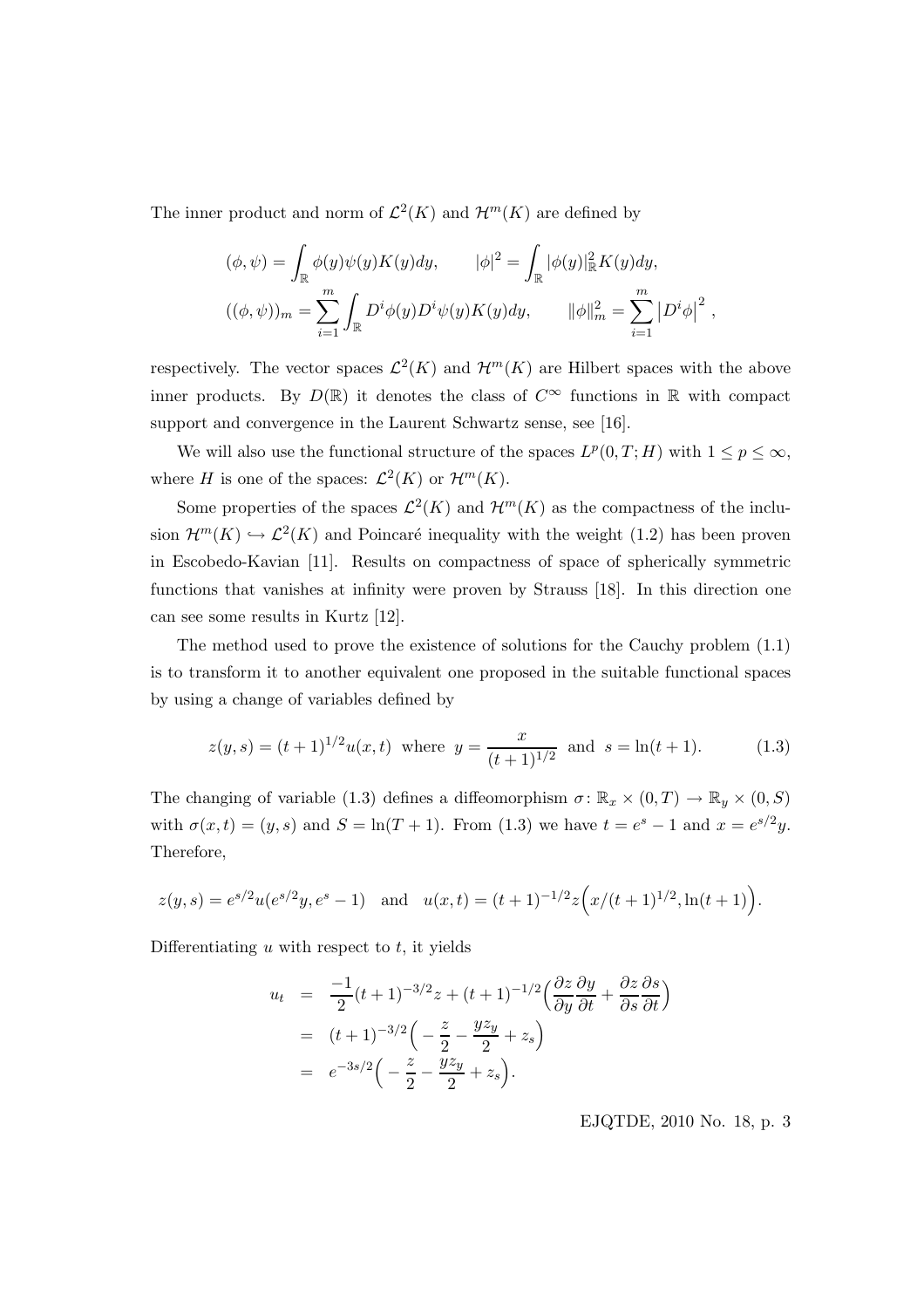The inner product and norm of $\mathcal{L}^2(K)$ and $\mathcal{H}^m(K)$ are defined by

$$
\begin{aligned}
(\phi, \psi) &= \int_{\mathbb{R}} \phi(y)\psi(y)K(y)dy, \qquad |\phi|^2 = \int_{\mathbb{R}} |\phi(y)|_{\mathbb{R}}^2 K(y)dy, \\
((\phi, \psi))_m &= \sum_{i=1}^{m} \int_{\mathbb{R}} D^i\phi(y)D^i\psi(y)K(y)dy, \qquad \|\phi\|_m^2 = \sum_{i=1}^{m} \left|D^i\phi\right|^2,
\end{aligned}
$$

respectively. The vector spaces $\mathcal{L}^2(K)$ and $\mathcal{H}^m(K)$ are Hilbert spaces with the above inner products. By $D(\mathbb{R})$ it denotes the class of $C^\infty$ functions in $\mathbb{R}$ with compact support and convergence in the Laurent Schwartz sense, see [16].

We will also use the functional structure of the spaces $L^p(0,T;H)$ with $1 \le p \le \infty$, where $H$ is one of the spaces: $\mathcal{L}^2(K)$ or $\mathcal{H}^m(K)$.

Some properties of the spaces $\mathcal{L}^2(K)$ and $\mathcal{H}^m(K)$ as the compactness of the inclusion $\mathcal{H}^m(K) \hookrightarrow \mathcal{L}^2(K)$ and Poincaré inequality with the weight (1.2) has been proven in Escobedo-Kavian [11]. Results on compactness of space of spherically symmetric functions that vanishes at infinity were proven by Strauss [18]. In this direction one can see some results in Kurtz [12].

The method used to prove the existence of solutions for the Cauchy problem (1.1) is to transform it to another equivalent one proposed in the suitable functional spaces by using a change of variables defined by

$$
z(y,s) = (t+1)^{1/2}u(x,t) \text{ where } y = \frac{x}{(t+1)^{1/2}} \text{ and } s = \ln(t+1). \tag{1.3}
$$

The changing of variable (1.3) defines a diffeomorphism $\sigma\colon \mathbb{R}_x \times (0,T) \to \mathbb{R}_y \times (0,S)$ with $\sigma(x,t) = (y,s)$ and $S = \ln(T+1)$. From (1.3) we have $t = e^s - 1$ and $x = e^{s/2}y$. Therefore,

$$
z(y,s) = e^{s/2}u(e^{s/2}y, e^s - 1) \quad \text{and} \quad u(x,t) = (t+1)^{-1/2}z\Big(x/(t+1)^{1/2}, \ln(t+1)\Big).
$$

Differentiating $u$ with respect to $t$, it yields

$$
\begin{aligned}
u_t &= \frac{-1}{2}(t+1)^{-3/2}z + (t+1)^{-1/2}\Big(\frac{\partial z}{\partial y}\frac{\partial y}{\partial t} + \frac{\partial z}{\partial s}\frac{\partial s}{\partial t}\Big) \\
&= (t+1)^{-3/2}\Big(-\frac{z}{2} - \frac{yz_y}{2} + z_s\Big) \\
&= e^{-3s/2}\Big(-\frac{z}{2} - \frac{yz_y}{2} + z_s\Big).
\end{aligned}
$$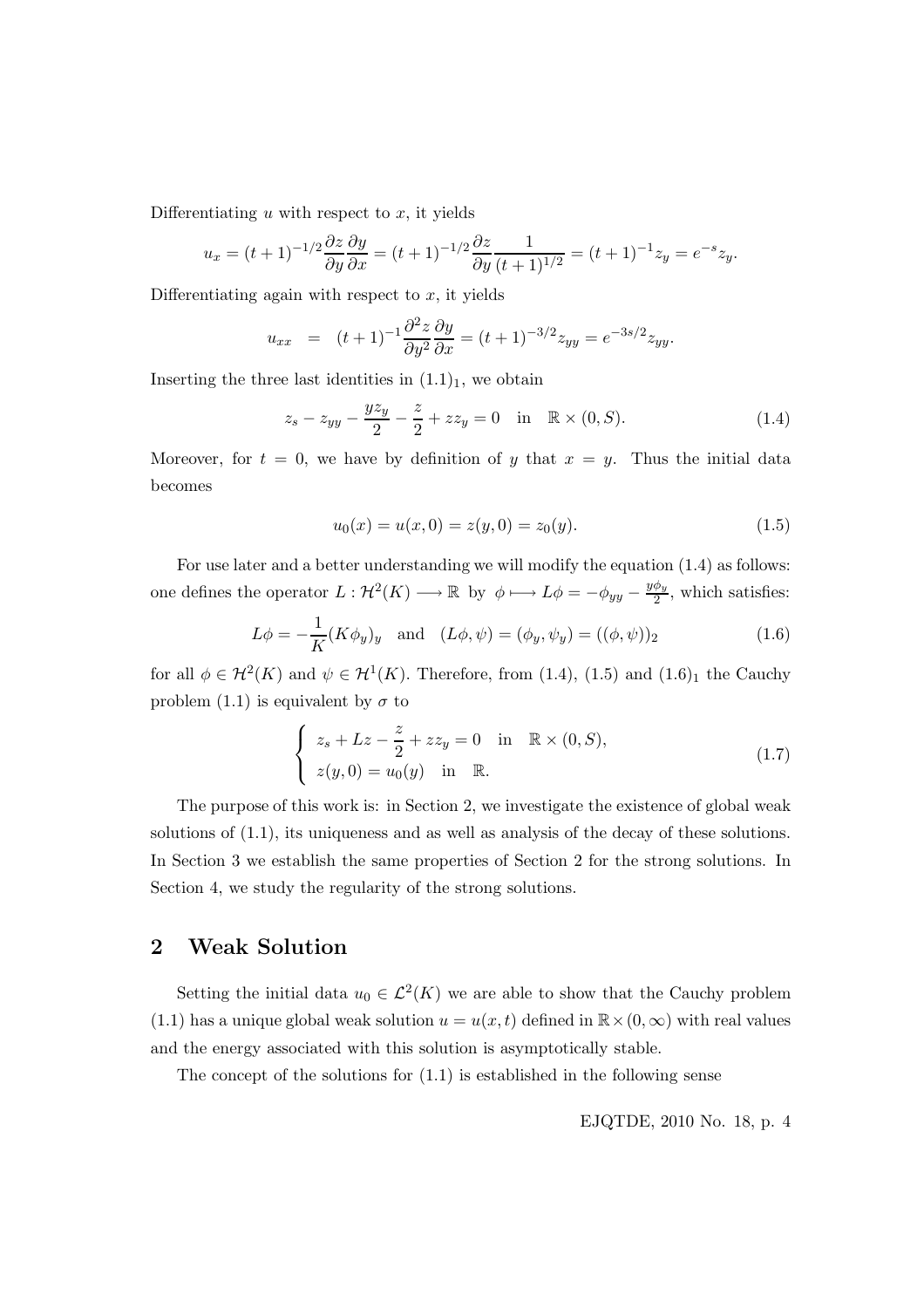Differentiating $u$ with respect to $x$, it yields

$$u_x = (t+1)^{-1/2}\frac{\partial z}{\partial y}\frac{\partial y}{\partial x} = (t+1)^{-1/2}\frac{\partial z}{\partial y}\frac{1}{(t+1)^{1/2}} = (t+1)^{-1}z_y = e^{-s}z_y.$$

Differentiating again with respect to $x$, it yields

$$u_{xx} \;\; = \;\; (t+1)^{-1}\frac{\partial^2 z}{\partial y^2}\frac{\partial y}{\partial x} = (t+1)^{-3/2}z_{yy} = e^{-3s/2}z_{yy}.$$

Inserting the three last identities in $(1.1)_1$, we obtain

$$z_s - z_{yy} - \frac{yz_y}{2} - \frac{z}{2} + zz_y = 0 \quad \text{in} \quad \mathbb{R}\times(0,S). \tag{1.4}$$

Moreover, for $t = 0$, we have by definition of $y$ that $x = y$. Thus the initial data becomes

$$u_0(x) = u(x,0) = z(y,0) = z_0(y). \tag{1.5}$$

For use later and a better understanding we will modify the equation (1.4) as follows: one defines the operator $L : \mathcal{H}^2(K) \longrightarrow \mathbb{R}$ by $\phi \longmapsto L\phi = -\phi_{yy} - \frac{y\phi_y}{2}$, which satisfies:

$$L\phi = -\frac{1}{K}(K\phi_y)_y \quad \text{and} \quad (L\phi,\psi) = (\phi_y,\psi_y) = ((\phi,\psi))_2 \tag{1.6}$$

for all $\phi \in \mathcal{H}^2(K)$ and $\psi \in \mathcal{H}^1(K)$. Therefore, from (1.4), (1.5) and $(1.6)_1$ the Cauchy problem (1.1) is equivalent by $\sigma$ to

$$\left\{ \begin{array}{l} z_s + Lz - \dfrac{z}{2} + zz_y = 0 \quad \text{in} \quad \mathbb{R}\times(0,S), \\ z(y,0) = u_0(y) \quad \text{in} \quad \mathbb{R}. \end{array} \right. \tag{1.7}$$

The purpose of this work is: in Section 2, we investigate the existence of global weak solutions of (1.1), its uniqueness and as well as analysis of the decay of these solutions. In Section 3 we establish the same properties of Section 2 for the strong solutions. In Section 4, we study the regularity of the strong solutions.

## 2 Weak Solution

Setting the initial data $u_0 \in \mathcal{L}^2(K)$ we are able to show that the Cauchy problem (1.1) has a unique global weak solution $u = u(x,t)$ defined in $\mathbb{R}\times(0,\infty)$ with real values and the energy associated with this solution is asymptotically stable.

The concept of the solutions for (1.1) is established in the following sense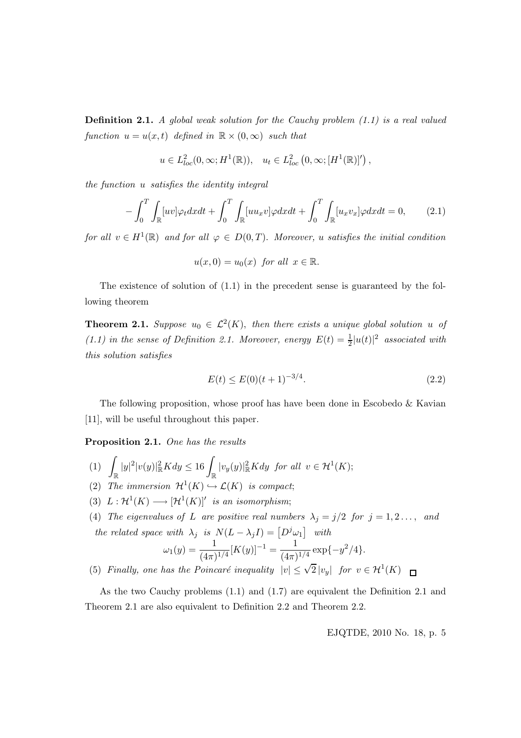**Definition 2.1.** *A global weak solution for the Cauchy problem (1.1) is a real valued function $u = u(x,t)$ defined in $\mathbb{R} \times (0,\infty)$ such that*

$$u \in L^2_{loc}(0,\infty; H^1(\mathbb{R})), \quad u_t \in L^2_{loc}\left(0,\infty; [H^1(\mathbb{R})]'\right),$$

*the function $u$ satisfies the identity integral*

$$-\int_0^T \int_{\mathbb{R}} [uv]\varphi_t dxdt + \int_0^T \int_{\mathbb{R}} [uu_x v]\varphi dxdt + \int_0^T \int_{\mathbb{R}} [u_x v_x]\varphi dxdt = 0, \qquad (2.1)$$

*for all $v \in H^1(\mathbb{R})$ and for all $\varphi \in D(0,T)$. Moreover, $u$ satisfies the initial condition*

$$u(x,0) = u_0(x) \text{ for all } x \in \mathbb{R}.$$

The existence of solution of (1.1) in the precedent sense is guaranteed by the following theorem

**Theorem 2.1.** *Suppose $u_0 \in \mathcal{L}^2(K)$, then there exists a unique global solution $u$ of (1.1) in the sense of Definition 2.1. Moreover, energy $E(t) = \frac{1}{2}|u(t)|^2$ associated with this solution satisfies*

$$E(t) \leq E(0)(t+1)^{-3/4}. \qquad (2.2)$$

The following proposition, whose proof has have been done in Escobedo & Kavian [11], will be useful throughout this paper.

**Proposition 2.1.** *One has the results*

(1) $\displaystyle\int_{\mathbb{R}} |y|^2 |v(y)|^2_{\mathbb{R}} K dy \leq 16 \int_{\mathbb{R}} |v_y(y)|^2_{\mathbb{R}} K dy$ *for all* $v \in \mathcal{H}^1(K)$;

(2) *The immersion* $\mathcal{H}^1(K) \hookrightarrow \mathcal{L}(K)$ *is compact*;

(3) $L : \mathcal{H}^1(K) \longrightarrow [\mathcal{H}^1(K)]'$ *is an isomorphism*;

(4) *The eigenvalues of $L$ are positive real numbers $\lambda_j = j/2$ for $j = 1, 2 \ldots,$ and the related space with $\lambda_j$ is $N(L - \lambda_j I) = \left[D^j \omega_1\right]$ with*
$$\omega_1(y) = \frac{1}{(4\pi)^{1/4}}[K(y)]^{-1} = \frac{1}{(4\pi)^{1/4}} \exp\{-y^2/4\}.$$

(5) *Finally, one has the Poincaré inequality* $|v| \leq \sqrt{2}\,|v_y|$ *for* $v \in \mathcal{H}^1(K)$ $\square$

As the two Cauchy problems (1.1) and (1.7) are equivalent the Definition 2.1 and Theorem 2.1 are also equivalent to Definition 2.2 and Theorem 2.2.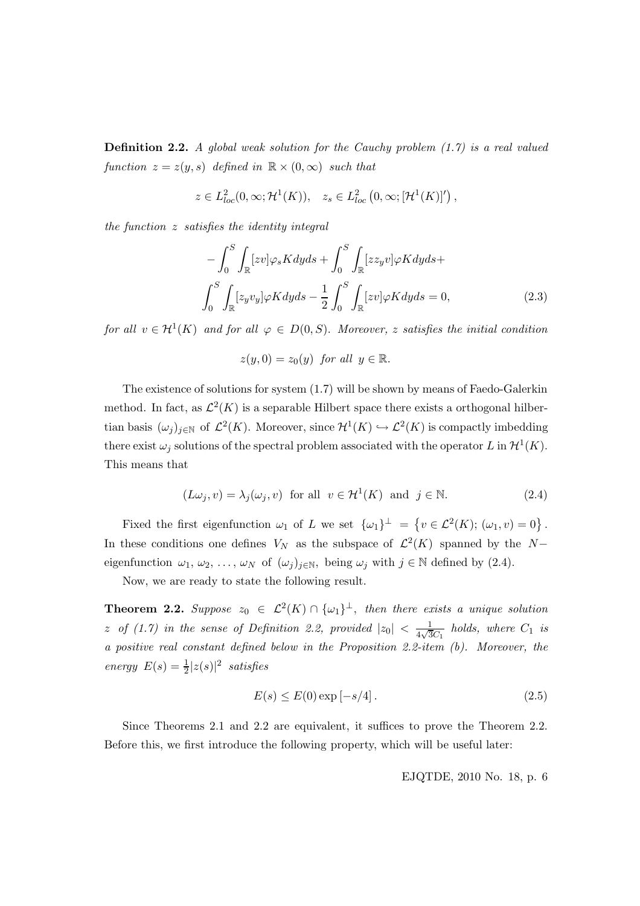**Definition 2.2.** *A global weak solution for the Cauchy problem (1.7) is a real valued function $z = z(y, s)$ defined in $\mathbb{R} \times (0, \infty)$ such that*

$$z \in L^2_{loc}(0, \infty; \mathcal{H}^1(K)), \quad z_s \in L^2_{loc}\left(0, \infty; [\mathcal{H}^1(K)]'\right),$$

*the function $z$ satisfies the identity integral*

$$-\int_0^S \int_{\mathbb{R}} [zv]\varphi_s K dy ds + \int_0^S \int_{\mathbb{R}} [zz_y v]\varphi K dy ds + \int_0^S \int_{\mathbb{R}} [z_y v_y]\varphi K dy ds - \frac{1}{2}\int_0^S \int_{\mathbb{R}} [zv]\varphi K dy ds = 0, \tag{2.3}$$

*for all $v \in \mathcal{H}^1(K)$ and for all $\varphi \in D(0, S)$. Moreover, $z$ satisfies the initial condition*

$$z(y, 0) = z_0(y) \;\; \text{for all} \;\; y \in \mathbb{R}.$$

The existence of solutions for system (1.7) will be shown by means of Faedo-Galerkin method. In fact, as $\mathcal{L}^2(K)$ is a separable Hilbert space there exists a orthogonal hilbertian basis $(\omega_j)_{j\in\mathbb{N}}$ of $\mathcal{L}^2(K)$. Moreover, since $\mathcal{H}^1(K) \hookrightarrow \mathcal{L}^2(K)$ is compactly imbedding there exist $\omega_j$ solutions of the spectral problem associated with the operator $L$ in $\mathcal{H}^1(K)$. This means that

$$(L\omega_j, v) = \lambda_j(\omega_j, v) \;\; \text{for all} \;\; v \in \mathcal{H}^1(K) \;\; \text{and} \;\; j \in \mathbb{N}. \tag{2.4}$$

Fixed the first eigenfunction $\omega_1$ of $L$ we set $\{\omega_1\}^{\perp} = \left\{v \in \mathcal{L}^2(K); (\omega_1, v) = 0\right\}$. In these conditions one defines $V_N$ as the subspace of $\mathcal{L}^2(K)$ spanned by the $N-$ eigenfunction $\omega_1, \omega_2, \ldots, \omega_N$ of $(\omega_j)_{j\in\mathbb{N}}$, being $\omega_j$ with $j \in \mathbb{N}$ defined by (2.4).

Now, we are ready to state the following result.

**Theorem 2.2.** *Suppose $z_0 \in \mathcal{L}^2(K) \cap \{\omega_1\}^{\perp}$, then there exists a unique solution $z$ of (1.7) in the sense of Definition 2.2, provided $|z_0| < \frac{1}{4\sqrt{3}C_1}$ holds, where $C_1$ is a positive real constant defined below in the Proposition 2.2-item (b). Moreover, the energy $E(s) = \frac{1}{2}|z(s)|^2$ satisfies*

$$E(s) \le E(0)\exp\left[-s/4\right]. \tag{2.5}$$

Since Theorems 2.1 and 2.2 are equivalent, it suffices to prove the Theorem 2.2. Before this, we first introduce the following property, which will be useful later: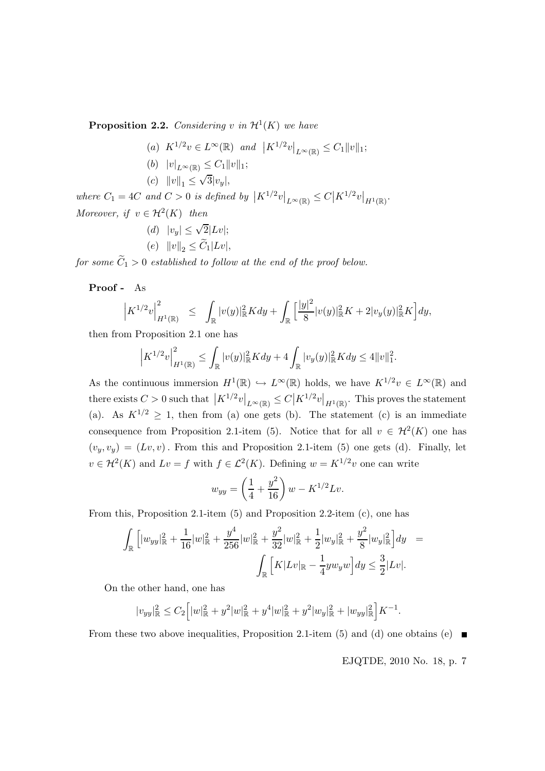**Proposition 2.2.** *Considering $v$ in $\mathcal{H}^1(K)$ we have*

$$(a)\ \ K^{1/2}v \in L^\infty(\mathbb{R}) \ \text{ and } \ \big|K^{1/2}v\big|_{L^\infty(\mathbb{R})} \leq C_1\|v\|_1;$$

$$(b)\ \ |v|_{L^\infty(\mathbb{R})} \leq C_1\|v\|_1;$$

$$(c)\ \ \|v\|_1 \leq \sqrt{3}|v_y|,$$

*where $C_1 = 4C$ and $C > 0$ is defined by $\big|K^{1/2}v\big|_{L^\infty(\mathbb{R})} \leq C\big|K^{1/2}v\big|_{H^1(\mathbb{R})}$.*
*Moreover, if $v \in \mathcal{H}^2(K)$ then*

$$(d)\ \ |v_y| \leq \sqrt{2}|Lv|;$$

$$(e)\ \ \|v\|_2 \leq \widetilde{C}_1|Lv|,$$

*for some $\widetilde{C}_1 > 0$ established to follow at the end of the proof below.*

**Proof -** As

$$\Big|K^{1/2}v\Big|^2_{H^1(\mathbb{R})} \leq \int_\mathbb{R} |v(y)|^2_\mathbb{R} K dy + \int_\mathbb{R} \Big[\frac{|y|^2}{8}|v(y)|^2_\mathbb{R} K + 2|v_y(y)|^2_\mathbb{R} K\Big] dy,$$

then from Proposition 2.1 one has

$$\Big|K^{1/2}v\Big|^2_{H^1(\mathbb{R})} \leq \int_\mathbb{R} |v(y)|^2_\mathbb{R} K dy + 4\int_\mathbb{R} |v_y(y)|^2_\mathbb{R} K dy \leq 4\|v\|^2_1.$$

As the continuous immersion $H^1(\mathbb{R}) \hookrightarrow L^\infty(\mathbb{R})$ holds, we have $K^{1/2}v \in L^\infty(\mathbb{R})$ and there exists $C > 0$ such that $\big|K^{1/2}v\big|_{L^\infty(\mathbb{R})} \leq C\big|K^{1/2}v\big|_{H^1(\mathbb{R})}$. This proves the statement (a). As $K^{1/2} \geq 1$, then from (a) one gets (b). The statement (c) is an immediate consequence from Proposition 2.1-item (5). Notice that for all $v \in \mathcal{H}^2(K)$ one has $(v_y, v_y) = (Lv, v)$. From this and Proposition 2.1-item (5) one gets (d). Finally, let $v \in \mathcal{H}^2(K)$ and $Lv = f$ with $f \in \mathcal{L}^2(K)$. Defining $w = K^{1/2}v$ one can write

$$w_{yy} = \left(\frac{1}{4} + \frac{y^2}{16}\right)w - K^{1/2}Lv.$$

From this, Proposition 2.1-item (5) and Proposition 2.2-item (c), one has

$$\int_\mathbb{R} \Big[|w_{yy}|^2_\mathbb{R} + \frac{1}{16}|w|^2_\mathbb{R} + \frac{y^4}{256}|w|^2_\mathbb{R} + \frac{y^2}{32}|w|^2_\mathbb{R} + \frac{1}{2}|w_y|^2_\mathbb{R} + \frac{y^2}{8}|w_y|^2_\mathbb{R}\Big] dy = \int_\mathbb{R} \Big[K|Lv|_\mathbb{R} - \frac{1}{4}yw_y w\Big] dy \leq \frac{3}{2}|Lv|.$$

On the other hand, one has

$$|v_{yy}|^2_\mathbb{R} \leq C_2\Big[|w|^2_\mathbb{R} + y^2|w|^2_\mathbb{R} + y^4|w|^2_\mathbb{R} + y^2|w_y|^2_\mathbb{R} + |w_{yy}|^2_\mathbb{R}\Big]K^{-1}.$$

From these two above inequalities, Proposition 2.1-item (5) and (d) one obtains (e) ∎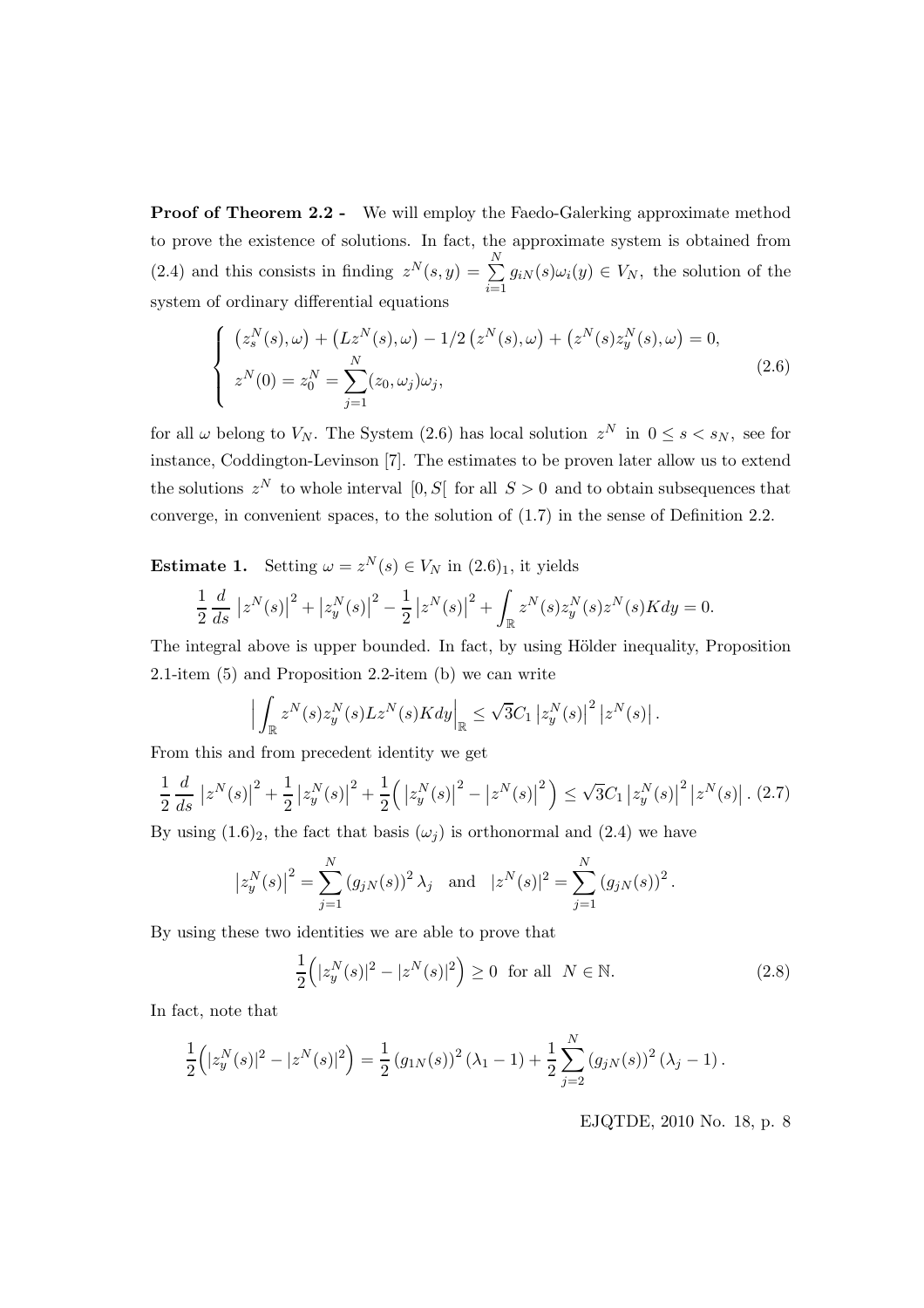**Proof of Theorem 2.2 -** We will employ the Faedo-Galerking approximate method to prove the existence of solutions. In fact, the approximate system is obtained from (2.4) and this consists in finding $z^N(s,y) = \sum_{i=1}^{N} g_{iN}(s)\omega_i(y) \in V_N$, the solution of the system of ordinary differential equations

$$\begin{cases} \left(z_s^N(s), \omega\right) + \left(Lz^N(s), \omega\right) - 1/2\left(z^N(s), \omega\right) + \left(z^N(s)z_y^N(s), \omega\right) = 0, \\ z^N(0) = z_0^N = \displaystyle\sum_{j=1}^{N} (z_0, \omega_j)\omega_j, \end{cases} \tag{2.6}$$

for all $\omega$ belong to $V_N$. The System (2.6) has local solution $z^N$ in $0 \le s < s_N$, see for instance, Coddington-Levinson [7]. The estimates to be proven later allow us to extend the solutions $z^N$ to whole interval $[0, S[$ for all $S > 0$ and to obtain subsequences that converge, in convenient spaces, to the solution of (1.7) in the sense of Definition 2.2.

**Estimate 1.** Setting $\omega = z^N(s) \in V_N$ in $(2.6)_1$, it yields

$$\frac{1}{2}\frac{d}{ds}\left|z^N(s)\right|^2 + \left|z_y^N(s)\right|^2 - \frac{1}{2}\left|z^N(s)\right|^2 + \int_{\mathbb{R}} z^N(s)z_y^N(s)z^N(s)Kdy = 0.$$

The integral above is upper bounded. In fact, by using Hölder inequality, Proposition 2.1-item (5) and Proposition 2.2-item (b) we can write

$$\Big|\int_{\mathbb{R}} z^N(s)z_y^N(s)Lz^N(s)Kdy\Big|_{\mathbb{R}} \le \sqrt{3}C_1\left|z_y^N(s)\right|^2\left|z^N(s)\right|.$$

From this and from precedent identity we get

$$\frac{1}{2}\frac{d}{ds}\left|z^N(s)\right|^2 + \frac{1}{2}\left|z_y^N(s)\right|^2 + \frac{1}{2}\Big(\left|z_y^N(s)\right|^2 - \left|z^N(s)\right|^2\Big) \le \sqrt{3}C_1\left|z_y^N(s)\right|^2\left|z^N(s)\right|. \tag{2.7}$$

By using $(1.6)_2$, the fact that basis $(\omega_j)$ is orthonormal and (2.4) we have

$$\left|z_y^N(s)\right|^2 = \sum_{j=1}^{N}\left(g_{jN}(s)\right)^2\lambda_j \quad \text{and} \quad |z^N(s)|^2 = \sum_{j=1}^{N}\left(g_{jN}(s)\right)^2.$$

By using these two identities we are able to prove that

$$\frac{1}{2}\Big(|z_y^N(s)|^2 - |z^N(s)|^2\Big) \ge 0 \;\; \text{for all} \;\; N \in \mathbb{N}. \tag{2.8}$$

In fact, note that

$$\frac{1}{2}\Big(|z_y^N(s)|^2 - |z^N(s)|^2\Big) = \frac{1}{2}\left(g_{1N}(s)\right)^2(\lambda_1 - 1) + \frac{1}{2}\sum_{j=2}^{N}\left(g_{jN}(s)\right)^2(\lambda_j - 1).$$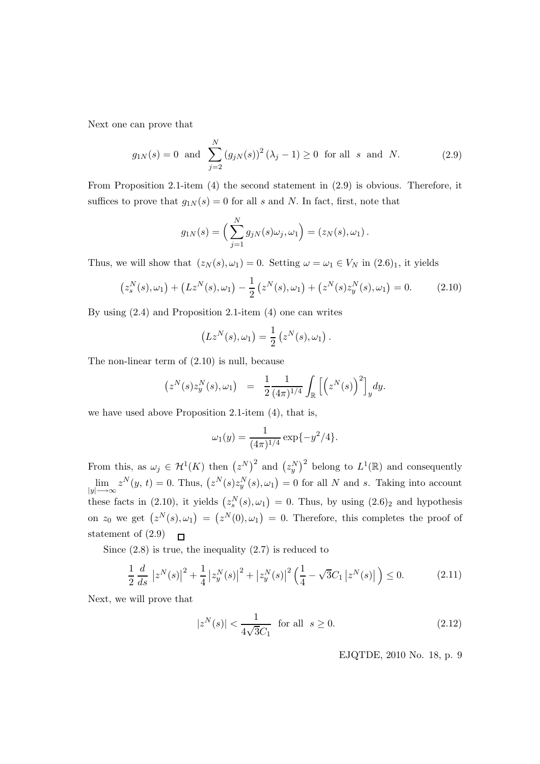Next one can prove that

$$g_{1N}(s) = 0 \ \text{ and } \ \sum_{j=2}^{N} (g_{jN}(s))^2 (\lambda_j - 1) \geq 0 \ \text{ for all } \ s \ \text{ and } \ N. \tag{2.9}$$

From Proposition 2.1-item (4) the second statement in (2.9) is obvious. Therefore, it suffices to prove that $g_{1N}(s) = 0$ for all $s$ and $N$. In fact, first, note that

$$g_{1N}(s) = \Big( \sum_{j=1}^{N} g_{jN}(s)\omega_j, \omega_1 \Big) = (z_N(s), \omega_1).$$

Thus, we will show that $(z_N(s), \omega_1) = 0$. Setting $\omega = \omega_1 \in V_N$ in $(2.6)_1$, it yields

$$\left(z_s^N(s), \omega_1\right) + \left(Lz^N(s), \omega_1\right) - \frac{1}{2}\left(z^N(s), \omega_1\right) + \left(z^N(s) z_y^N(s), \omega_1\right) = 0. \tag{2.10}$$

By using (2.4) and Proposition 2.1-item (4) one can writes

$$\left(Lz^N(s), \omega_1\right) = \frac{1}{2}\left(z^N(s), \omega_1\right).$$

The non-linear term of (2.10) is null, because

$$\left(z^N(s) z_y^N(s), \omega_1\right) \ = \ \frac{1}{2}\frac{1}{(4\pi)^{1/4}} \int_{\mathbb{R}} \left[\left(z^N(s)\right)^2\right]_y dy.$$

we have used above Proposition 2.1-item (4), that is,

$$\omega_1(y) = \frac{1}{(4\pi)^{1/4}} \exp\{-y^2/4\}.$$

From this, as $\omega_j \in \mathcal{H}^1(K)$ then $\left(z^N\right)^2$ and $\left(z_y^N\right)^2$ belong to $L^1(\mathbb{R})$ and consequently $\lim\limits_{|y| \longrightarrow \infty} z^N(y, t) = 0$. Thus, $\left(z^N(s) z_y^N(s), \omega_1\right) = 0$ for all $N$ and $s$. Taking into account these facts in (2.10), it yields $\left(z_s^N(s), \omega_1\right) = 0$. Thus, by using $(2.6)_2$ and hypothesis on $z_0$ we get $\left(z^N(s), \omega_1\right) = \left(z^N(0), \omega_1\right) = 0$. Therefore, this completes the proof of statement of (2.9) $\square$

Since (2.8) is true, the inequality (2.7) is reduced to

$$\frac{1}{2}\frac{d}{ds}\left|z^N(s)\right|^2 + \frac{1}{4}\left|z_y^N(s)\right|^2 + \left|z_y^N(s)\right|^2 \left(\frac{1}{4} - \sqrt{3} C_1 \left|z^N(s)\right|\right) \leq 0. \tag{2.11}$$

Next, we will prove that

$$|z^N(s)| < \frac{1}{4\sqrt{3} C_1} \ \text{ for all } \ s \geq 0. \tag{2.12}$$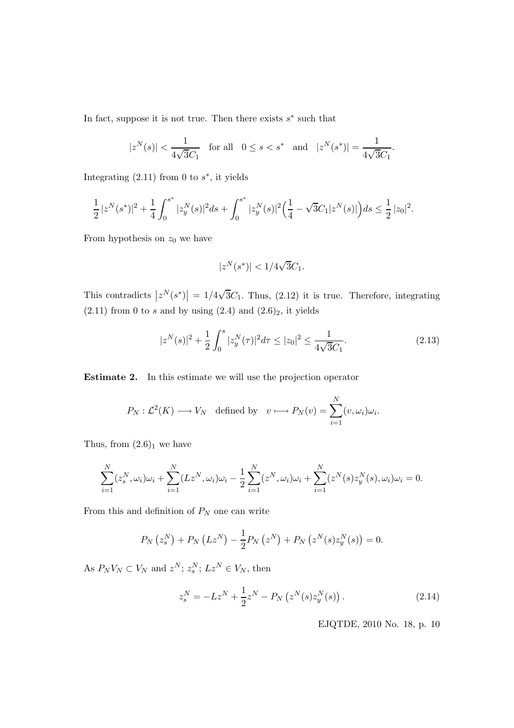In fact, suppose it is not true. Then there exists $s^*$ such that

$$|z^N(s)| < \frac{1}{4\sqrt{3}C_1} \quad \text{for all} \quad 0 \le s < s^* \quad \text{and} \quad |z^N(s^*)| = \frac{1}{4\sqrt{3}C_1}.$$

Integrating (2.11) from 0 to $s^*$, it yields

$$\frac{1}{2}\,|z^N(s^*)|^2 + \frac{1}{4}\int_0^{s^*} |z_y^N(s)|^2 ds + \int_0^{s^*} |z_y^N(s)|^2 \Big(\frac{1}{4} - \sqrt{3}C_1|z^N(s)|\Big) ds \le \frac{1}{2}\,|z_0|^2.$$

From hypothesis on $z_0$ we have

$$|z^N(s^*)| < 1/4\sqrt{3}C_1.$$

This contradicts $\left|z^N(s^*)\right| = 1/4\sqrt{3}C_1$. Thus, (2.12) it is true. Therefore, integrating (2.11) from 0 to $s$ and by using (2.4) and $(2.6)_2$, it yields

$$|z^N(s)|^2 + \frac{1}{2}\int_0^s |z_y^N(\tau)|^2 d\tau \le |z_0|^2 \le \frac{1}{4\sqrt{3}C_1}. \tag{2.13}$$

**Estimate 2.** In this estimate we will use the projection operator

$$P_N : \mathcal{L}^2(K) \longrightarrow V_N \quad \text{defined by} \quad v \longmapsto P_N(v) = \sum_{i=1}^{N} (v, \omega_i)\omega_i.$$

Thus, from $(2.6)_1$ we have

$$\sum_{i=1}^{N} (z_s^N, \omega_i)\omega_i + \sum_{i=1}^{N} (Lz^N, \omega_i)\omega_i - \frac{1}{2}\sum_{i=1}^{N} (z^N, \omega_i)\omega_i + \sum_{i=1}^{N} (z^N(s)z_y^N(s), \omega_i)\omega_i = 0.$$

From this and definition of $P_N$ one can write

$$P_N\left(z_s^N\right) + P_N\left(Lz^N\right) - \frac{1}{2}P_N\left(z^N\right) + P_N\left(z^N(s)z_y^N(s)\right) = 0.$$

As $P_N V_N \subset V_N$ and $z^N;\, z_s^N;\, Lz^N \in V_N$, then

$$z_s^N = -Lz^N + \frac{1}{2}z^N - P_N\left(z^N(s)z_y^N(s)\right). \tag{2.14}$$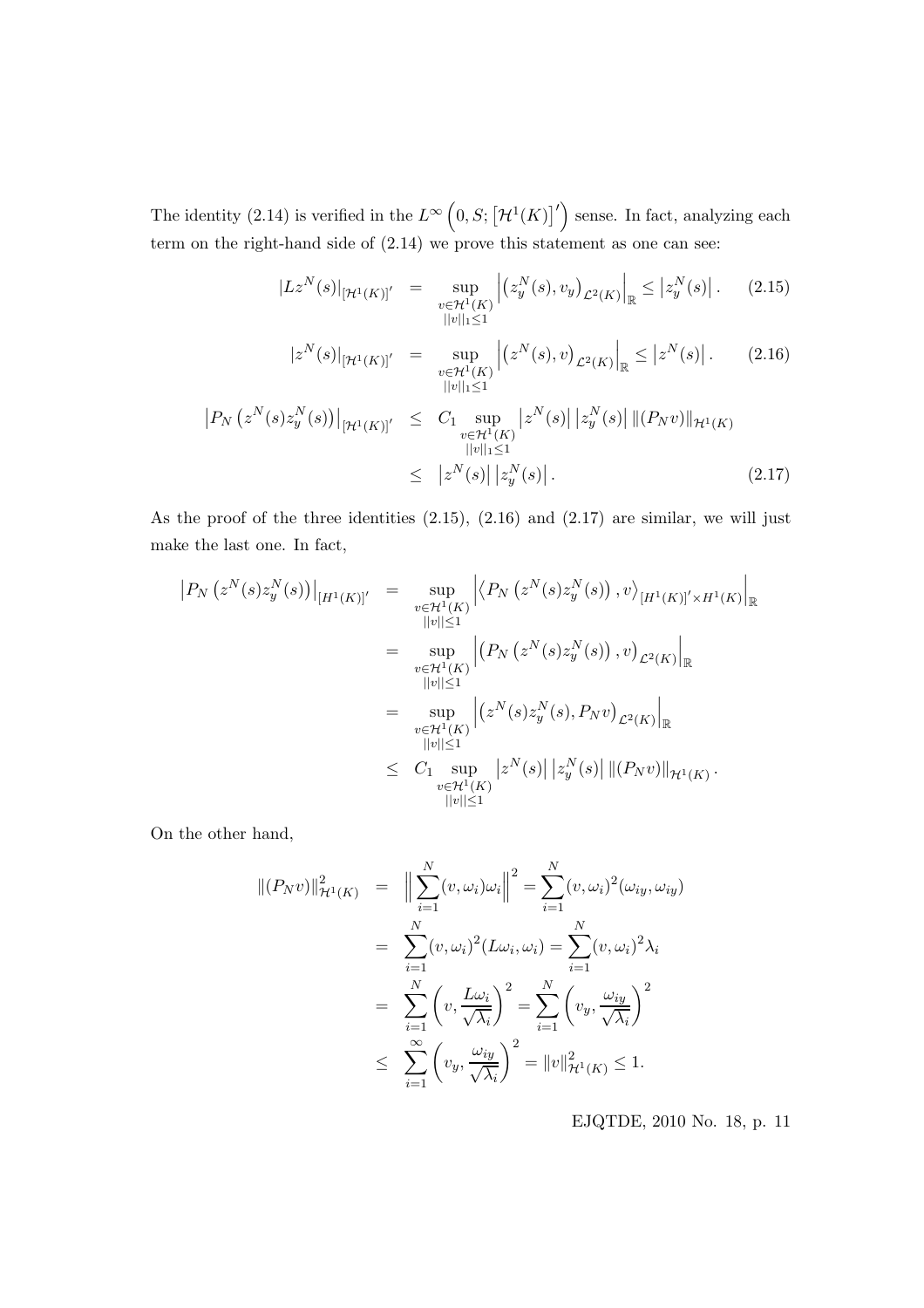The identity (2.14) is verified in the $L^\infty\left(0,S;\left[\mathcal{H}^1(K)\right]'\right)$ sense. In fact, analyzing each term on the right-hand side of (2.14) we prove this statement as one can see:

$$
|Lz^N(s)|_{[\mathcal{H}^1(K)]'} = \sup_{\substack{v\in\mathcal{H}^1(K)\\ ||v||_1\le 1}} \left|\left(z_y^N(s),v_y\right)_{\mathcal{L}^2(K)}\right|_{\mathbb{R}} \le \left|z_y^N(s)\right|. \tag{2.15}
$$

$$
|z^N(s)|_{[\mathcal{H}^1(K)]'} = \sup_{\substack{v\in\mathcal{H}^1(K)\\ ||v||_1\le 1}} \left|\left(z^N(s),v\right)_{\mathcal{L}^2(K)}\right|_{\mathbb{R}} \le \left|z^N(s)\right|. \tag{2.16}
$$

$$
\begin{aligned}
\left|P_N\left(z^N(s)z_y^N(s)\right)\right|_{[\mathcal{H}^1(K)]'} &\le C_1 \sup_{\substack{v\in\mathcal{H}^1(K)\\ ||v||_1\le 1}} \left|z^N(s)\right|\left|z_y^N(s)\right| \|(P_N v)\|_{\mathcal{H}^1(K)} \\
&\le \left|z^N(s)\right|\left|z_y^N(s)\right|.
\end{aligned}\tag{2.17}
$$

As the proof of the three identities (2.15), (2.16) and (2.17) are similar, we will just make the last one. In fact,

$$
\begin{aligned}
\left|P_N\left(z^N(s)z_y^N(s)\right)\right|_{[H^1(K)]'} &= \sup_{\substack{v\in\mathcal{H}^1(K)\\ ||v||\le 1}} \left|\left\langle P_N\left(z^N(s)z_y^N(s)\right),v\right\rangle_{[H^1(K)]'\times H^1(K)}\right|_{\mathbb{R}} \\
&= \sup_{\substack{v\in\mathcal{H}^1(K)\\ ||v||\le 1}} \left|\left(P_N\left(z^N(s)z_y^N(s)\right),v\right)_{\mathcal{L}^2(K)}\right|_{\mathbb{R}} \\
&= \sup_{\substack{v\in\mathcal{H}^1(K)\\ ||v||\le 1}} \left|\left(z^N(s)z_y^N(s),P_N v\right)_{\mathcal{L}^2(K)}\right|_{\mathbb{R}} \\
&\le C_1 \sup_{\substack{v\in\mathcal{H}^1(K)\\ ||v||\le 1}} \left|z^N(s)\right|\left|z_y^N(s)\right| \|(P_N v)\|_{\mathcal{H}^1(K)}.
\end{aligned}
$$

On the other hand,

$$
\begin{aligned}
\|(P_N v)\|^2_{\mathcal{H}^1(K)} &= \Big\|\sum_{i=1}^N (v,\omega_i)\omega_i\Big\|^2 = \sum_{i=1}^N (v,\omega_i)^2(\omega_{iy},\omega_{iy}) \\
&= \sum_{i=1}^N (v,\omega_i)^2(L\omega_i,\omega_i) = \sum_{i=1}^N (v,\omega_i)^2\lambda_i \\
&= \sum_{i=1}^N \left(v,\frac{L\omega_i}{\sqrt{\lambda_i}}\right)^2 = \sum_{i=1}^N \left(v_y,\frac{\omega_{iy}}{\sqrt{\lambda_i}}\right)^2 \\
&\le \sum_{i=1}^\infty \left(v_y,\frac{\omega_{iy}}{\sqrt{\lambda_i}}\right)^2 = \|v\|^2_{\mathcal{H}^1(K)} \le 1.
\end{aligned}
$$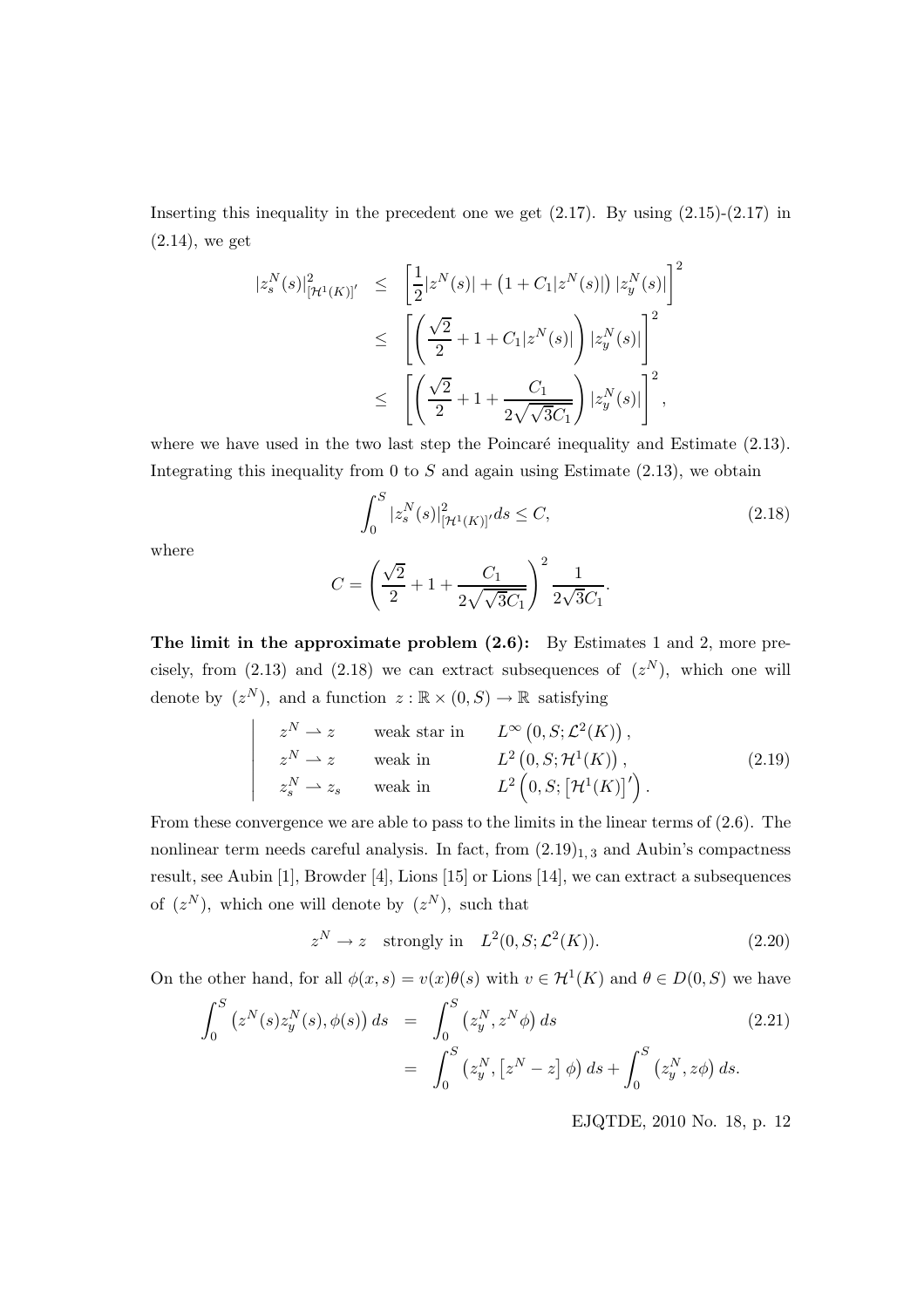Inserting this inequality in the precedent one we get (2.17). By using (2.15)-(2.17) in (2.14), we get

$$
\begin{aligned}
|z_s^N(s)|^2_{[\mathcal{H}^1(K)]'} &\leq \left[\frac{1}{2}|z^N(s)| + \left(1 + C_1|z^N(s)|\right)|z_y^N(s)|\right]^2 \\
&\leq \left[\left(\frac{\sqrt{2}}{2} + 1 + C_1|z^N(s)|\right)|z_y^N(s)|\right]^2 \\
&\leq \left[\left(\frac{\sqrt{2}}{2} + 1 + \frac{C_1}{2\sqrt{\sqrt{3}C_1}}\right)|z_y^N(s)|\right]^2,
\end{aligned}
$$

where we have used in the two last step the Poincaré inequality and Estimate (2.13). Integrating this inequality from 0 to $S$ and again using Estimate (2.13), we obtain

$$
\int_0^S |z_s^N(s)|^2_{[\mathcal{H}^1(K)]'} ds \leq C, \tag{2.18}
$$

where

$$
C = \left(\frac{\sqrt{2}}{2} + 1 + \frac{C_1}{2\sqrt{\sqrt{3}C_1}}\right)^2 \frac{1}{2\sqrt{3}C_1}.
$$

**The limit in the approximate problem (2.6):** By Estimates 1 and 2, more precisely, from (2.13) and (2.18) we can extract subsequences of $(z^N)$, which one will denote by $(z^N)$, and a function $z : \mathbb{R} \times (0, S) \to \mathbb{R}$ satisfying

$$
\left|
\begin{array}{lll}
z^N \rightharpoonup z & \text{weak star in} & L^\infty\left(0, S; \mathcal{L}^2(K)\right), \\
z^N \rightharpoonup z & \text{weak in} & L^2\left(0, S; \mathcal{H}^1(K)\right), \\
z_s^N \rightharpoonup z_s & \text{weak in} & L^2\left(0, S; \left[\mathcal{H}^1(K)\right]'\right).
\end{array}
\right. \tag{2.19}
$$

From these convergence we are able to pass to the limits in the linear terms of (2.6). The nonlinear term needs careful analysis. In fact, from $(2.19)_{1,3}$ and Aubin's compactness result, see Aubin [1], Browder [4], Lions [15] or Lions [14], we can extract a subsequences of $(z^N)$, which one will denote by $(z^N)$, such that

$$
z^N \to z \quad \text{strongly in} \quad L^2(0, S; \mathcal{L}^2(K)). \tag{2.20}
$$

On the other hand, for all $\phi(x, s) = v(x)\theta(s)$ with $v \in \mathcal{H}^1(K)$ and $\theta \in D(0, S)$ we have

$$
\begin{aligned}
\int_0^S \left(z^N(s) z_y^N(s), \phi(s)\right) ds &= \int_0^S \left(z_y^N, z^N \phi\right) ds \\
&= \int_0^S \left(z_y^N, \left[z^N - z\right] \phi\right) ds + \int_0^S \left(z_y^N, z\phi\right) ds.
\end{aligned} \tag{2.21}
$$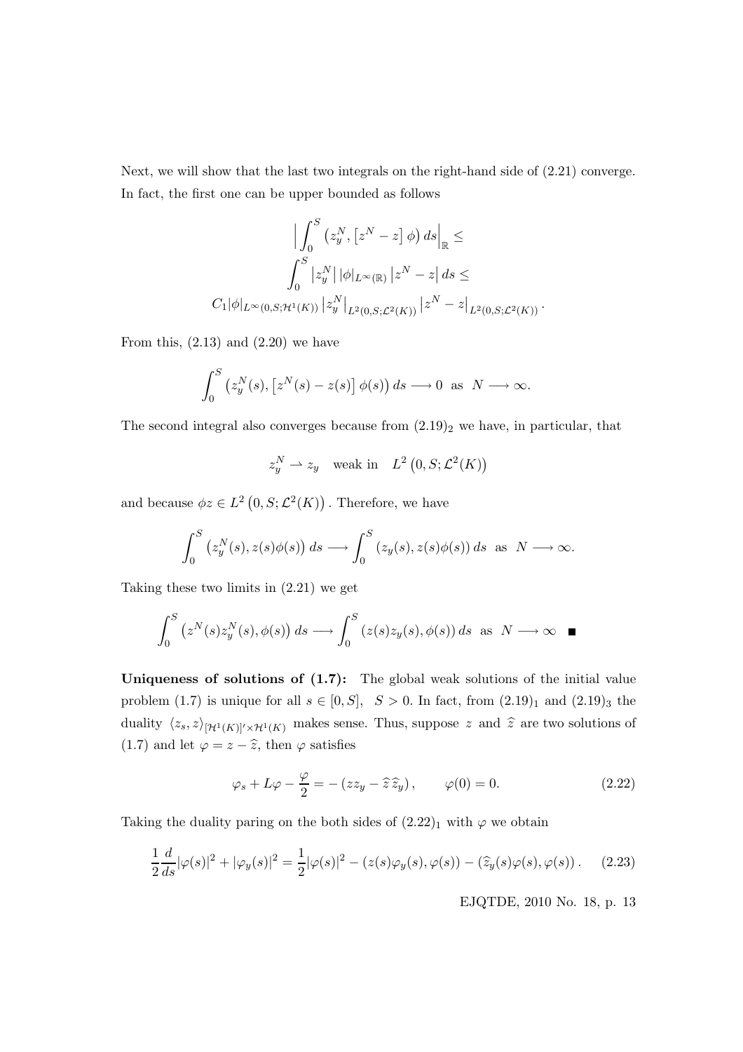Next, we will show that the last two integrals on the right-hand side of (2.21) converge. In fact, the first one can be upper bounded as follows

$$\Big| \int_0^S \left( z_y^N, \left[ z^N - z \right] \phi \right) ds \Big|_{\mathbb{R}} \leq$$
$$\int_0^S \left| z_y^N \right| |\phi|_{L^\infty(\mathbb{R})} \left| z^N - z \right| ds \leq$$
$$C_1 |\phi|_{L^\infty(0,S;\mathcal{H}^1(K))} \left| z_y^N \right|_{L^2(0,S;\mathcal{L}^2(K))} \left| z^N - z \right|_{L^2(0,S;\mathcal{L}^2(K))}.$$

From this, (2.13) and (2.20) we have

$$\int_0^S \left( z_y^N(s), \left[ z^N(s) - z(s) \right] \phi(s) \right) ds \longrightarrow 0 \ \text{ as } \ N \longrightarrow \infty.$$

The second integral also converges because from $(2.19)_2$ we have, in particular, that

$$z_y^N \rightharpoonup z_y \quad \text{weak in} \quad L^2 \left( 0, S; \mathcal{L}^2(K) \right)$$

and because $\phi z \in L^2 \left( 0, S; \mathcal{L}^2(K) \right)$. Therefore, we have

$$\int_0^S \left( z_y^N(s), z(s)\phi(s) \right) ds \longrightarrow \int_0^S \left( z_y(s), z(s)\phi(s) \right) ds \ \text{ as } \ N \longrightarrow \infty.$$

Taking these two limits in (2.21) we get

$$\int_0^S \left( z^N(s) z_y^N(s), \phi(s) \right) ds \longrightarrow \int_0^S \left( z(s) z_y(s), \phi(s) \right) ds \ \text{ as } \ N \longrightarrow \infty \quad \blacksquare$$

**Uniqueness of solutions of (1.7):** The global weak solutions of the initial value problem (1.7) is unique for all $s \in [0, S]$, $S > 0$. In fact, from $(2.19)_1$ and $(2.19)_3$ the duality $\langle z_s, z \rangle_{[\mathcal{H}^1(K)]' \times \mathcal{H}^1(K)}$ makes sense. Thus, suppose $z$ and $\widehat{z}$ are two solutions of (1.7) and let $\varphi = z - \widehat{z}$, then $\varphi$ satisfies

$$\varphi_s + L\varphi - \frac{\varphi}{2} = - \left( z z_y - \widehat{z}\, \widehat{z}_y \right), \qquad \varphi(0) = 0. \tag{2.22}$$

Taking the duality paring on the both sides of $(2.22)_1$ with $\varphi$ we obtain

$$\frac{1}{2} \frac{d}{ds} |\varphi(s)|^2 + |\varphi_y(s)|^2 = \frac{1}{2} |\varphi(s)|^2 - \left( z(s) \varphi_y(s), \varphi(s) \right) - \left( \widehat{z}_y(s) \varphi(s), \varphi(s) \right). \tag{2.23}$$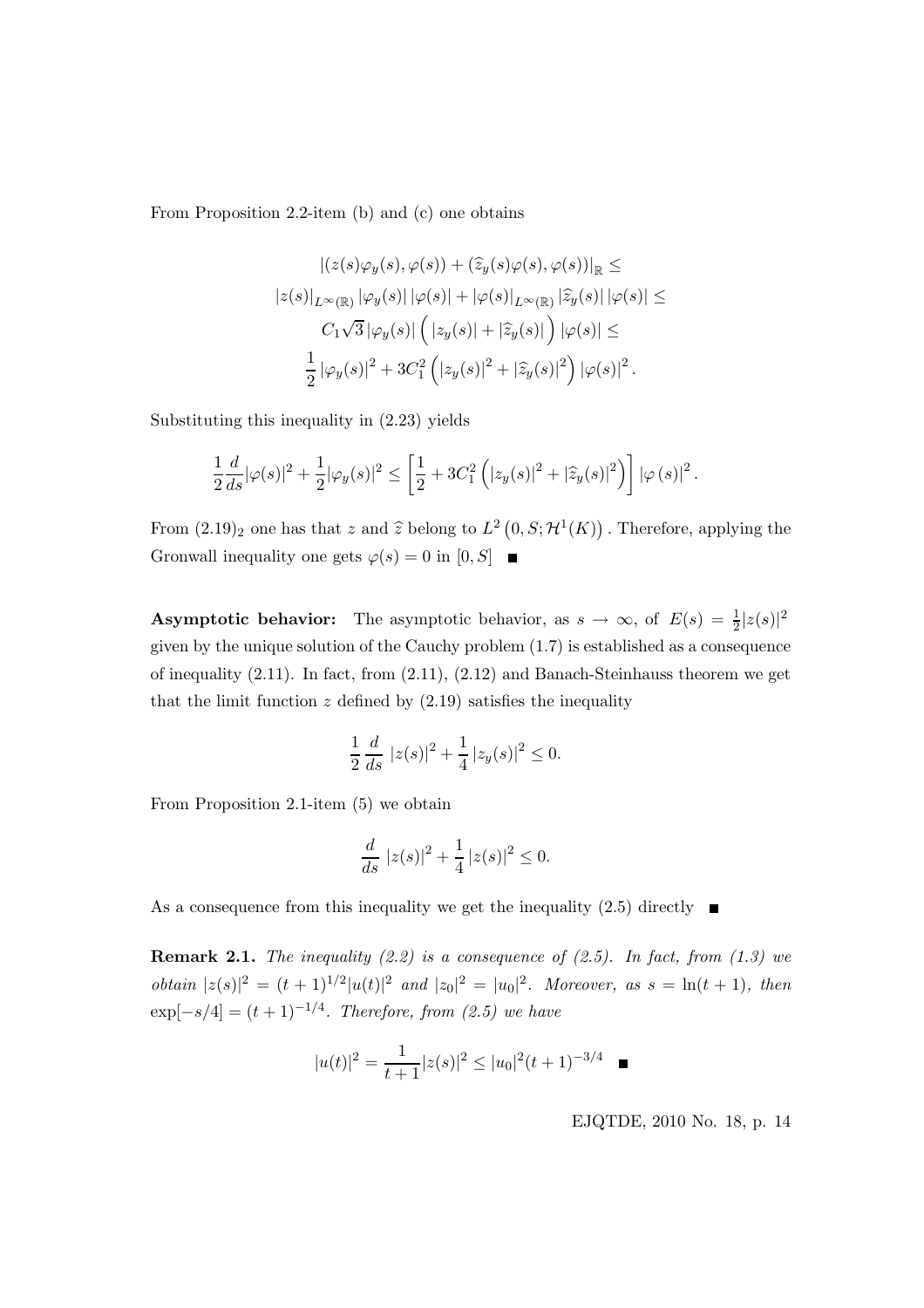From Proposition 2.2-item (b) and (c) one obtains

$$
\begin{gathered}
|(z(s)\varphi_y(s), \varphi(s)) + (\widehat{z}_y(s)\varphi(s), \varphi(s))|_{\mathbb{R}} \leq \\
|z(s)|_{L^\infty(\mathbb{R})} |\varphi_y(s)| \, |\varphi(s)| + |\varphi(s)|_{L^\infty(\mathbb{R})} |\widehat{z}_y(s)| \, |\varphi(s)| \leq \\
C_1\sqrt{3}\, |\varphi_y(s)| \Big( |z_y(s)| + |\widehat{z}_y(s)| \Big) |\varphi(s)| \leq \\
\frac{1}{2} |\varphi_y(s)|^2 + 3C_1^2 \left( |z_y(s)|^2 + |\widehat{z}_y(s)|^2 \right) |\varphi(s)|^2 .
\end{gathered}
$$

Substituting this inequality in (2.23) yields

$$
\frac{1}{2}\frac{d}{ds}|\varphi(s)|^2 + \frac{1}{2}|\varphi_y(s)|^2 \leq \left[ \frac{1}{2} + 3C_1^2 \left( |z_y(s)|^2 + |\widehat{z}_y(s)|^2 \right) \right] |\varphi\,(s)|^2 .
$$

From $(2.19)_2$ one has that $z$ and $\widehat{z}$ belong to $L^2\left(0, S; \mathcal{H}^1(K)\right)$. Therefore, applying the Gronwall inequality one gets $\varphi(s) = 0$ in $[0, S]$ ■

**Asymptotic behavior:** The asymptotic behavior, as $s \to \infty$, of $E(s) = \frac{1}{2}|z(s)|^2$ given by the unique solution of the Cauchy problem (1.7) is established as a consequence of inequality (2.11). In fact, from (2.11), (2.12) and Banach-Steinhauss theorem we get that the limit function $z$ defined by (2.19) satisfies the inequality

$$
\frac{1}{2}\,\frac{d}{ds}\;|z(s)|^2 + \frac{1}{4}\,|z_y(s)|^2 \leq 0.
$$

From Proposition 2.1-item (5) we obtain

$$
\frac{d}{ds}\;|z(s)|^2 + \frac{1}{4}\,|z(s)|^2 \leq 0.
$$

As a consequence from this inequality we get the inequality (2.5) directly ■

**Remark 2.1.** *The inequality (2.2) is a consequence of (2.5). In fact, from (1.3) we obtain* $|z(s)|^2 = (t+1)^{1/2}|u(t)|^2$ *and* $|z_0|^2 = |u_0|^2$*. Moreover, as* $s = \ln(t+1)$*, then* $\exp[-s/4] = (t+1)^{-1/4}$*. Therefore, from (2.5) we have*

$$
|u(t)|^2 = \frac{1}{t+1}|z(s)|^2 \leq |u_0|^2 (t+1)^{-3/4} \quad ■
$$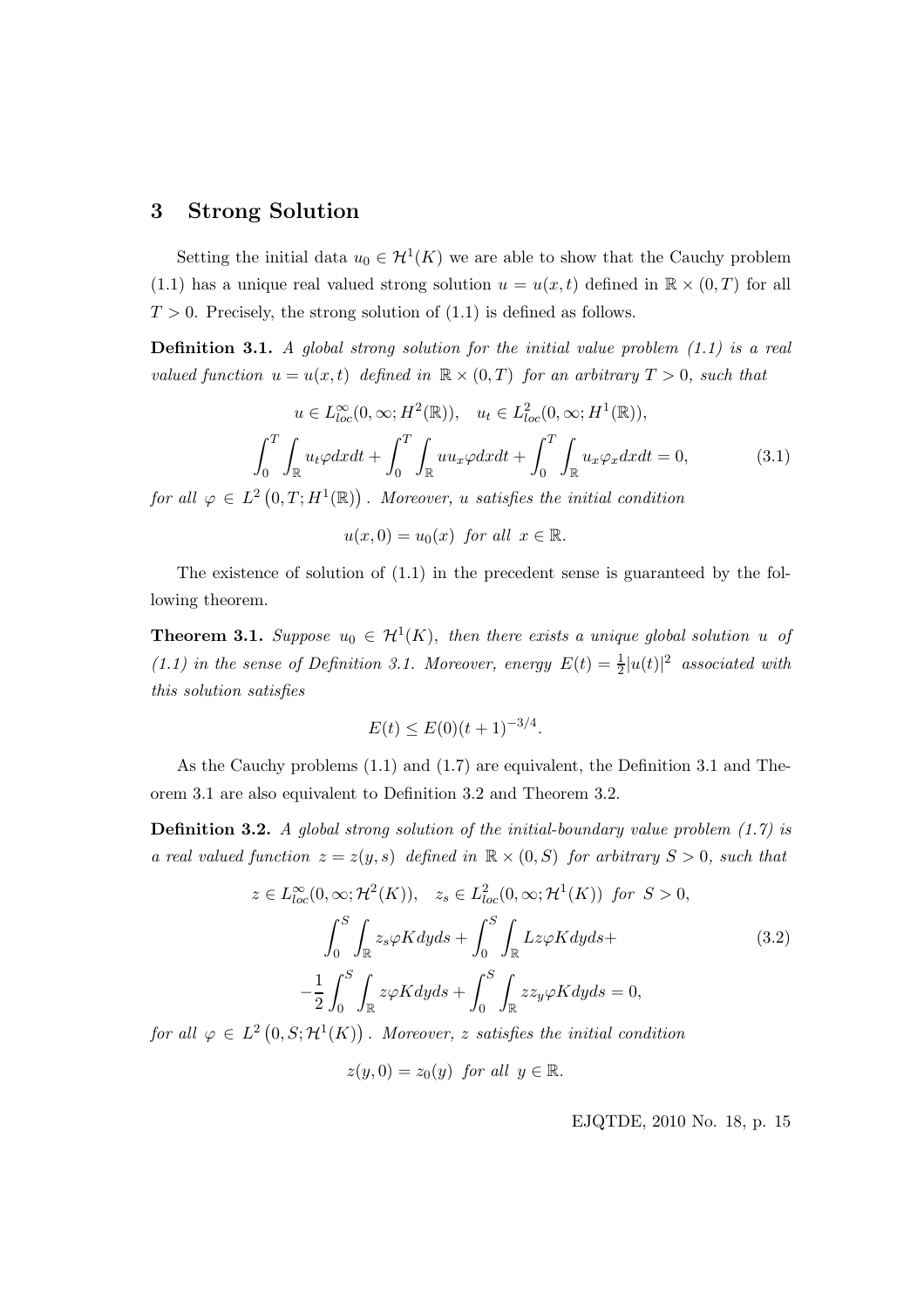## 3 Strong Solution

Setting the initial data $u_0 \in \mathcal{H}^1(K)$ we are able to show that the Cauchy problem (1.1) has a unique real valued strong solution $u = u(x,t)$ defined in $\mathbb{R} \times (0,T)$ for all $T > 0$. Precisely, the strong solution of (1.1) is defined as follows.

**Definition 3.1.** *A global strong solution for the initial value problem (1.1) is a real valued function $u = u(x,t)$ defined in $\mathbb{R} \times (0,T)$ for an arbitrary $T > 0$, such that*

$$
u \in L^\infty_{loc}(0,\infty; H^2(\mathbb{R})), \quad u_t \in L^2_{loc}(0,\infty; H^1(\mathbb{R})),
$$

$$
\int_0^T \int_{\mathbb{R}} u_t \varphi dx dt + \int_0^T \int_{\mathbb{R}} u u_x \varphi dx dt + \int_0^T \int_{\mathbb{R}} u_x \varphi_x dx dt = 0, \tag{3.1}
$$

*for all $\varphi \in L^2\left(0,T; H^1(\mathbb{R})\right)$. Moreover, $u$ satisfies the initial condition*

$$
u(x,0) = u_0(x) \text{ for all } x \in \mathbb{R}.
$$

The existence of solution of (1.1) in the precedent sense is guaranteed by the following theorem.

**Theorem 3.1.** *Suppose $u_0 \in \mathcal{H}^1(K)$, then there exists a unique global solution $u$ of (1.1) in the sense of Definition 3.1. Moreover, energy $E(t) = \frac{1}{2}|u(t)|^2$ associated with this solution satisfies*

$$
E(t) \leq E(0)(t+1)^{-3/4}.
$$

As the Cauchy problems (1.1) and (1.7) are equivalent, the Definition 3.1 and Theorem 3.1 are also equivalent to Definition 3.2 and Theorem 3.2.

**Definition 3.2.** *A global strong solution of the initial-boundary value problem (1.7) is a real valued function $z = z(y,s)$ defined in $\mathbb{R} \times (0,S)$ for arbitrary $S > 0$, such that*

$$
\begin{gathered}
z \in L^\infty_{loc}(0,\infty; \mathcal{H}^2(K)), \quad z_s \in L^2_{loc}(0,\infty; \mathcal{H}^1(K)) \text{ for } S > 0, \\
\int_0^S \int_{\mathbb{R}} z_s \varphi K dy ds + \int_0^S \int_{\mathbb{R}} L z \varphi K dy ds + \\
-\frac{1}{2} \int_0^S \int_{\mathbb{R}} z \varphi K dy ds + \int_0^S \int_{\mathbb{R}} z z_y \varphi K dy ds = 0,
\end{gathered} \tag{3.2}
$$

*for all $\varphi \in L^2\left(0,S; \mathcal{H}^1(K)\right)$. Moreover, $z$ satisfies the initial condition*

$$
z(y,0) = z_0(y) \text{ for all } y \in \mathbb{R}.
$$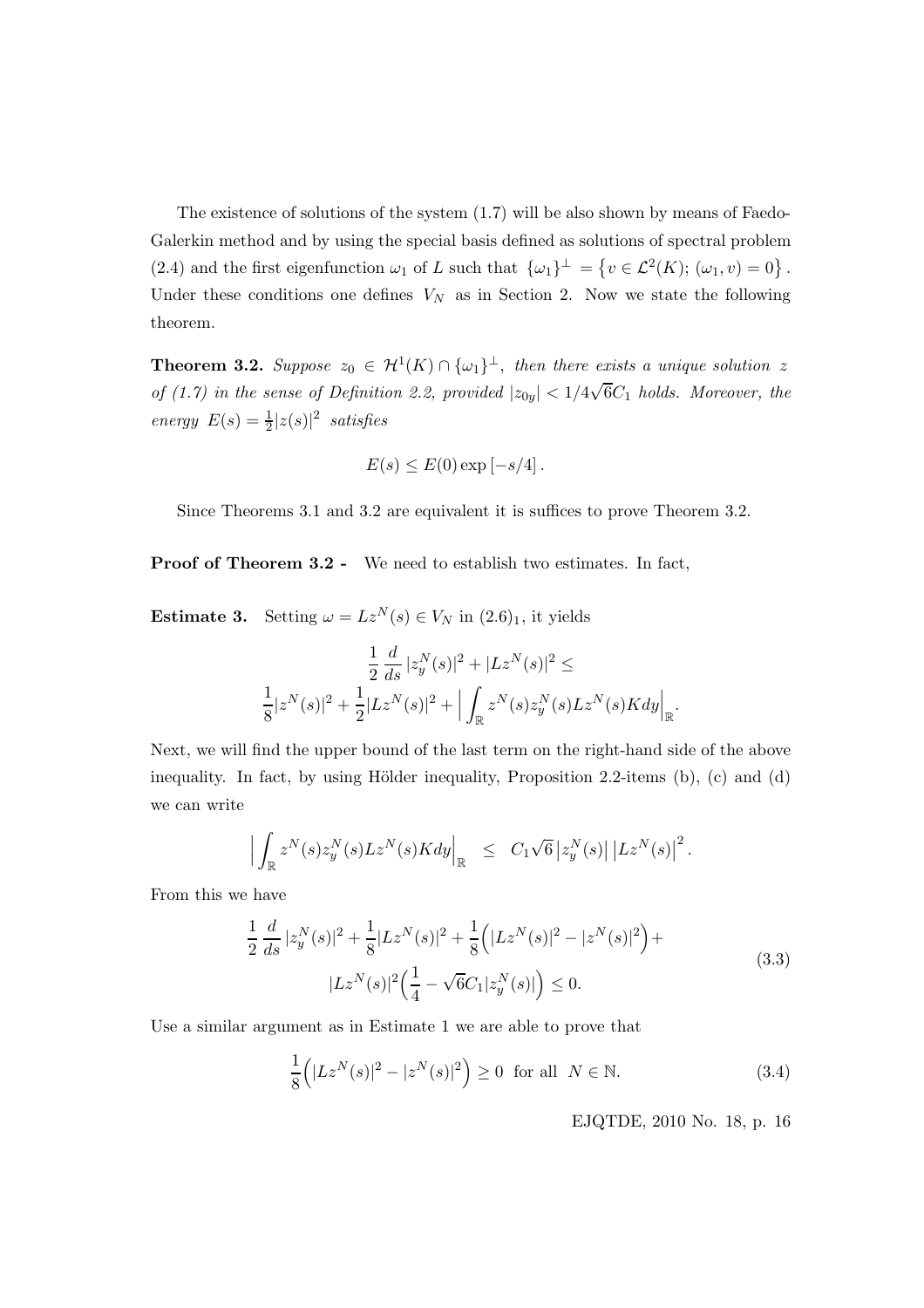The existence of solutions of the system (1.7) will be also shown by means of Faedo-Galerkin method and by using the special basis defined as solutions of spectral problem (2.4) and the first eigenfunction $\omega_1$ of $L$ such that $\{\omega_1\}^\perp = \left\{v \in \mathcal{L}^2(K);\, (\omega_1, v) = 0\right\}$. Under these conditions one defines $V_N$ as in Section 2. Now we state the following theorem.

**Theorem 3.2.** *Suppose $z_0 \in \mathcal{H}^1(K) \cap \{\omega_1\}^\perp$, then there exists a unique solution $z$ of (1.7) in the sense of Definition 2.2, provided $|z_{0y}| < 1/4\sqrt{6}C_1$ holds. Moreover, the energy $E(s) = \frac{1}{2}|z(s)|^2$ satisfies*

$$E(s) \leq E(0) \exp\left[-s/4\right].$$

Since Theorems 3.1 and 3.2 are equivalent it is suffices to prove Theorem 3.2.

**Proof of Theorem 3.2 -** We need to establish two estimates. In fact,

**Estimate 3.** Setting $\omega = Lz^N(s) \in V_N$ in $(2.6)_1$, it yields

$$\frac{1}{2}\frac{d}{ds}|z_y^N(s)|^2 + |Lz^N(s)|^2 \leq$$
$$\frac{1}{8}|z^N(s)|^2 + \frac{1}{2}|Lz^N(s)|^2 + \Big| \int_{\mathbb{R}} z^N(s) z_y^N(s) Lz^N(s) K dy\Big|_{\mathbb{R}}.$$

Next, we will find the upper bound of the last term on the right-hand side of the above inequality. In fact, by using Hölder inequality, Proposition 2.2-items (b), (c) and (d) we can write

$$\Big| \int_{\mathbb{R}} z^N(s) z_y^N(s) Lz^N(s) K dy\Big|_{\mathbb{R}} \;\leq\; C_1\sqrt{6}\left|z_y^N(s)\right| \left|Lz^N(s)\right|^2.$$

From this we have

$$\begin{aligned}\frac{1}{2}\frac{d}{ds}|z_y^N(s)|^2 + \frac{1}{8}|Lz^N(s)|^2 + \frac{1}{8}\Big(|Lz^N(s)|^2 - |z^N(s)|^2\Big) + \\ |Lz^N(s)|^2\Big(\frac{1}{4} - \sqrt{6}C_1|z_y^N(s)|\Big) \leq 0.\end{aligned} \tag{3.3}$$

Use a similar argument as in Estimate 1 we are able to prove that

$$\frac{1}{8}\Big(|Lz^N(s)|^2 - |z^N(s)|^2\Big) \geq 0 \;\text{ for all }\; N \in \mathbb{N}. \tag{3.4}$$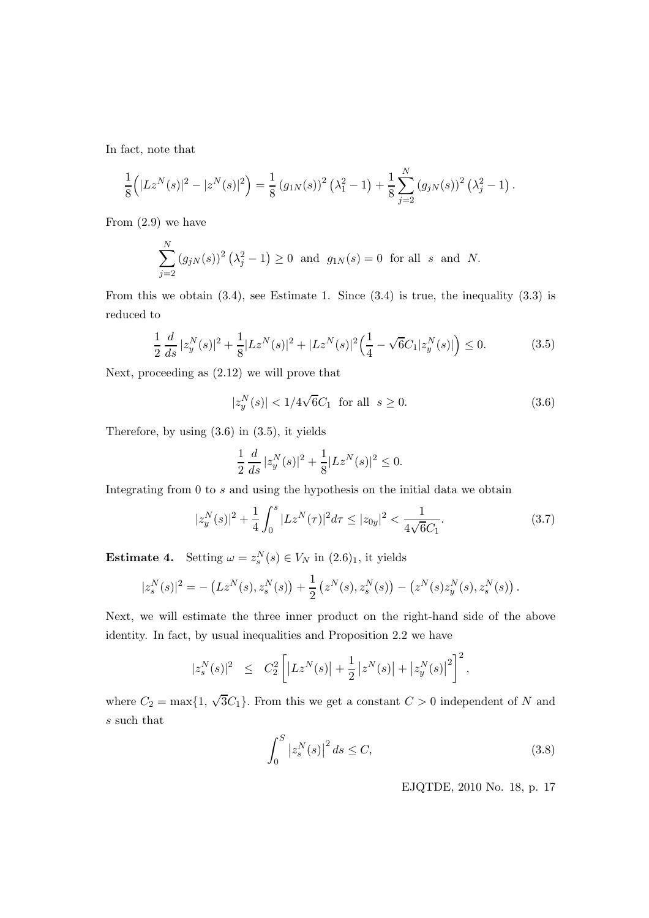In fact, note that

$$\frac{1}{8}\Big(|Lz^N(s)|^2 - |z^N(s)|^2\Big) = \frac{1}{8}\left(g_{1N}(s)\right)^2\left(\lambda_1^2 - 1\right) + \frac{1}{8}\sum_{j=2}^{N}\left(g_{jN}(s)\right)^2\left(\lambda_j^2 - 1\right).$$

From (2.9) we have

$$\sum_{j=2}^{N}\left(g_{jN}(s)\right)^2\left(\lambda_j^2 - 1\right) \geq 0 \ \text{ and } \ g_{1N}(s) = 0 \ \text{ for all } \ s \ \text{ and } \ N.$$

From this we obtain (3.4), see Estimate 1. Since (3.4) is true, the inequality (3.3) is reduced to

$$\frac{1}{2}\,\frac{d}{ds}\,|z_y^N(s)|^2 + \frac{1}{8}|Lz^N(s)|^2 + |Lz^N(s)|^2\Big(\frac{1}{4} - \sqrt{6}C_1|z_y^N(s)|\Big) \leq 0. \tag{3.5}$$

Next, proceeding as (2.12) we will prove that

$$|z_y^N(s)| < 1/4\sqrt{6}C_1 \ \text{ for all } \ s \geq 0. \tag{3.6}$$

Therefore, by using (3.6) in (3.5), it yields

$$\frac{1}{2}\,\frac{d}{ds}\,|z_y^N(s)|^2 + \frac{1}{8}|Lz^N(s)|^2 \leq 0.$$

Integrating from 0 to $s$ and using the hypothesis on the initial data we obtain

$$|z_y^N(s)|^2 + \frac{1}{4}\int_0^s |Lz^N(\tau)|^2 d\tau \leq |z_{0y}|^2 < \frac{1}{4\sqrt{6}C_1}. \tag{3.7}$$

**Estimate 4.** Setting $\omega = z_s^N(s) \in V_N$ in $(2.6)_1$, it yields

$$|z_s^N(s)|^2 = -\left(Lz^N(s), z_s^N(s)\right) + \frac{1}{2}\left(z^N(s), z_s^N(s)\right) - \left(z^N(s)z_y^N(s), z_s^N(s)\right).$$

Next, we will estimate the three inner product on the right-hand side of the above identity. In fact, by usual inequalities and Proposition 2.2 we have

$$|z_s^N(s)|^2 \ \ \leq \ \ C_2^2\left[\left|Lz^N(s)\right| + \frac{1}{2}\left|z^N(s)\right| + \left|z_y^N(s)\right|^2\right]^2,$$

where $C_2 = \max\{1,\ \sqrt{3}C_1\}$. From this we get a constant $C > 0$ independent of $N$ and $s$ such that

$$\int_0^S \left|z_s^N(s)\right|^2 ds \leq C, \tag{3.8}$$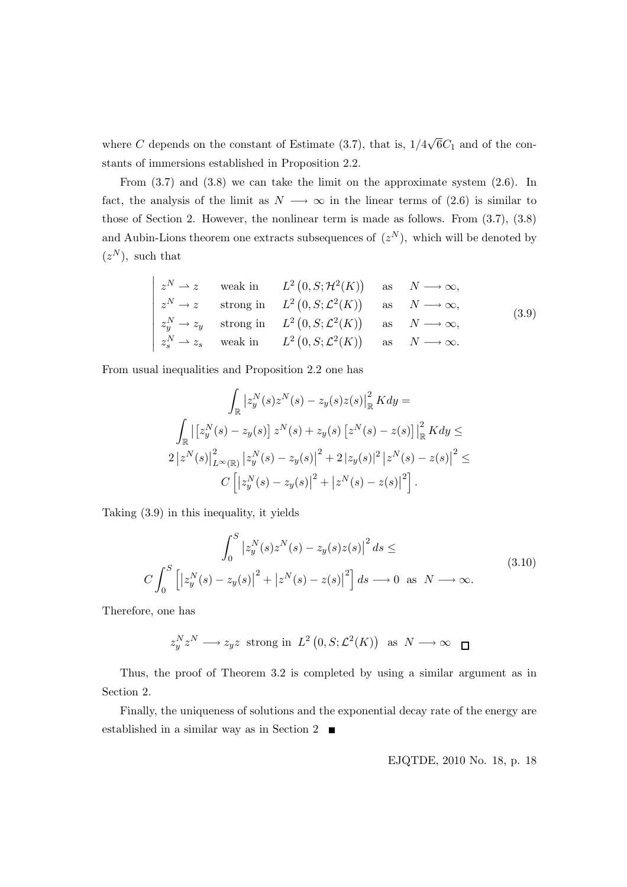where $C$ depends on the constant of Estimate (3.7), that is, $1/4\sqrt{6}C_1$ and of the constants of immersions established in Proposition 2.2.

From (3.7) and (3.8) we can take the limit on the approximate system (2.6). In fact, the analysis of the limit as $N \longrightarrow \infty$ in the linear terms of (2.6) is similar to those of Section 2. However, the nonlinear term is made as follows. From (3.7), (3.8) and Aubin-Lions theorem one extracts subsequences of $(z^N)$, which will be denoted by $(z^N)$, such that

$$
\left|\begin{array}{llll}
z^N \rightharpoonup z & \text{weak in} & L^2\left(0,S;\mathcal{H}^2(K)\right) & \text{as} \quad N \longrightarrow \infty, \\
z^N \rightarrow z & \text{strong in} & L^2\left(0,S;\mathcal{L}^2(K)\right) & \text{as} \quad N \longrightarrow \infty, \\
z_y^N \rightarrow z_y & \text{strong in} & L^2\left(0,S;\mathcal{L}^2(K)\right) & \text{as} \quad N \longrightarrow \infty, \\
z_s^N \rightharpoonup z_s & \text{weak in} & L^2\left(0,S;\mathcal{L}^2(K)\right) & \text{as} \quad N \longrightarrow \infty.
\end{array}\right. \tag{3.9}
$$

From usual inequalities and Proposition 2.2 one has

$$
\int_{\mathbb{R}} \left|z_y^N(s)z^N(s) - z_y(s)z(s)\right|_{\mathbb{R}}^2 K dy =
$$
$$
\int_{\mathbb{R}} \left| \left[z_y^N(s) - z_y(s)\right] z^N(s) + z_y(s)\left[z^N(s) - z(s)\right]\right|_{\mathbb{R}}^2 K dy \leq
$$
$$
2\left|z^N(s)\right|_{L^\infty(\mathbb{R})}^2 \left|z_y^N(s) - z_y(s)\right|^2 + 2\left|z_y(s)\right|^2 \left|z^N(s) - z(s)\right|^2 \leq
$$
$$
C\left[\left|z_y^N(s) - z_y(s)\right|^2 + \left|z^N(s) - z(s)\right|^2\right].
$$

Taking (3.9) in this inequality, it yields

$$
\begin{gathered}
\int_0^S \left|z_y^N(s)z^N(s) - z_y(s)z(s)\right|^2 ds \leq \\
C\int_0^S \left[\left|z_y^N(s) - z_y(s)\right|^2 + \left|z^N(s) - z(s)\right|^2\right] ds \longrightarrow 0 \ \text{ as } \ N \longrightarrow \infty.
\end{gathered} \tag{3.10}
$$

Therefore, one has

$$
z_y^N z^N \longrightarrow z_y z \ \text{ strong in } \ L^2\left(0,S;\mathcal{L}^2(K)\right) \ \text{ as } \ N \longrightarrow \infty \quad \square
$$

Thus, the proof of Theorem 3.2 is completed by using a similar argument as in Section 2.

Finally, the uniqueness of solutions and the exponential decay rate of the energy are established in a similar way as in Section 2 ■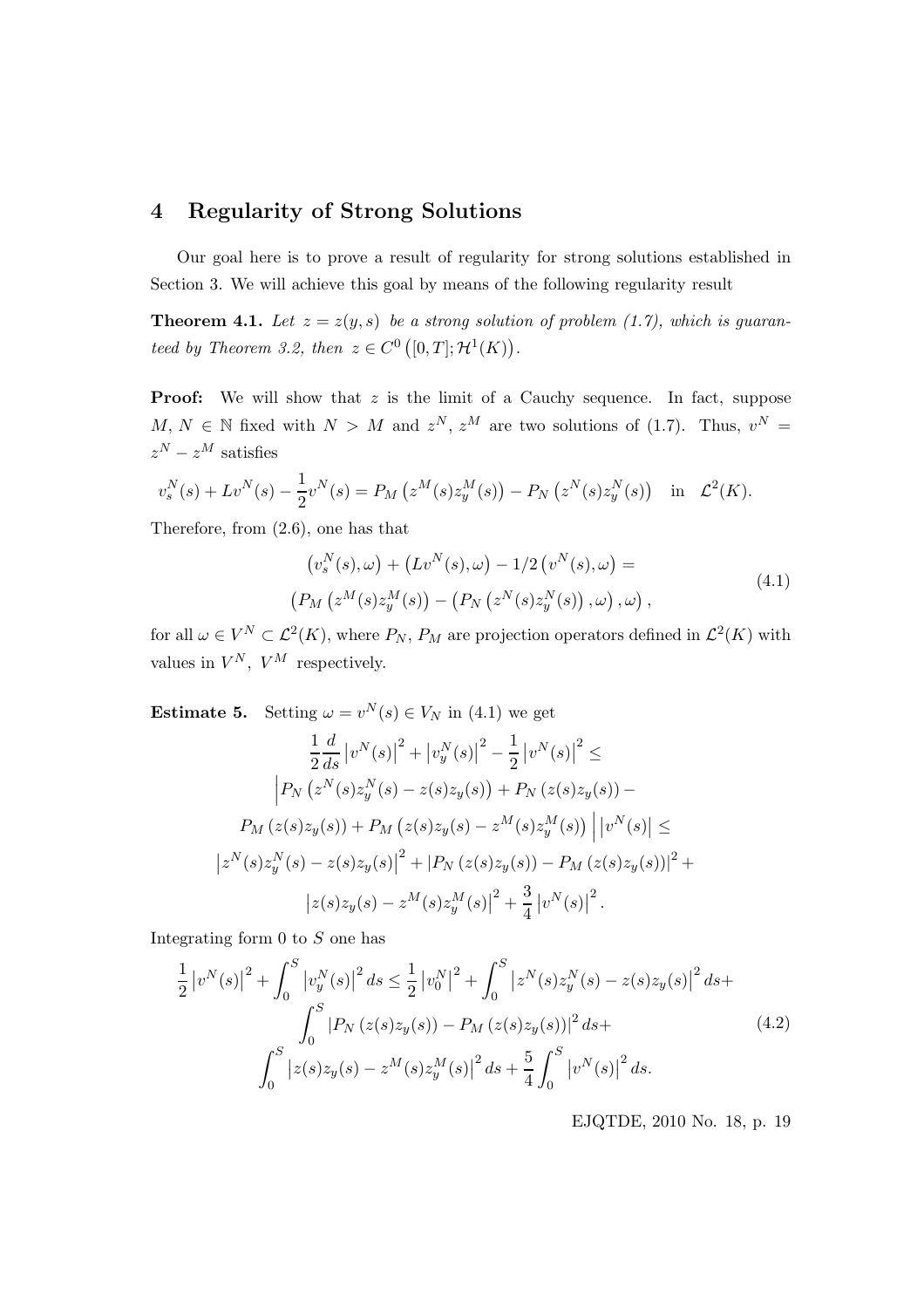## 4 Regularity of Strong Solutions

Our goal here is to prove a result of regularity for strong solutions established in Section 3. We will achieve this goal by means of the following regularity result

**Theorem 4.1.** *Let $z = z(y,s)$ be a strong solution of problem (1.7), which is guaranteed by Theorem 3.2, then $z \in C^0\left([0,T]; \mathcal{H}^1(K)\right)$.*

**Proof:** We will show that $z$ is the limit of a Cauchy sequence. In fact, suppose $M, N \in \mathbb{N}$ fixed with $N > M$ and $z^N$, $z^M$ are two solutions of (1.7). Thus, $v^N = z^N - z^M$ satisfies

$$v_s^N(s) + Lv^N(s) - \frac{1}{2}v^N(s) = P_M\left(z^M(s)z_y^M(s)\right) - P_N\left(z^N(s)z_y^N(s)\right) \quad \text{in} \quad \mathcal{L}^2(K).$$

Therefore, from (2.6), one has that

$$\begin{gathered}\left(v_s^N(s), \omega\right) + \left(Lv^N(s), \omega\right) - 1/2\left(v^N(s), \omega\right) = \\ \left(P_M\left(z^M(s)z_y^M(s)\right) - \left(P_N\left(z^N(s)z_y^N(s)\right), \omega\right), \omega\right),\end{gathered} \tag{4.1}$$

for all $\omega \in V^N \subset \mathcal{L}^2(K)$, where $P_N$, $P_M$ are projection operators defined in $\mathcal{L}^2(K)$ with values in $V^N$, $V^M$ respectively.

**Estimate 5.** Setting $\omega = v^N(s) \in V_N$ in (4.1) we get

$$\begin{gathered}\frac{1}{2}\frac{d}{ds}\left|v^N(s)\right|^2 + \left|v_y^N(s)\right|^2 - \frac{1}{2}\left|v^N(s)\right|^2 \leq \\ \Big| P_N\left(z^N(s)z_y^N(s) - z(s)z_y(s)\right) + P_N\left(z(s)z_y(s)\right) - \\ P_M\left(z(s)z_y(s)\right) + P_M\left(z(s)z_y(s) - z^M(s)z_y^M(s)\right) \Big| \left|v^N(s)\right| \leq \\ \left|z^N(s)z_y^N(s) - z(s)z_y(s)\right|^2 + \left|P_N\left(z(s)z_y(s)\right) - P_M\left(z(s)z_y(s)\right)\right|^2 + \\ \left|z(s)z_y(s) - z^M(s)z_y^M(s)\right|^2 + \frac{3}{4}\left|v^N(s)\right|^2.\end{gathered}$$

Integrating form 0 to $S$ one has

$$\begin{gathered}\frac{1}{2}\left|v^N(s)\right|^2 + \int_0^S \left|v_y^N(s)\right|^2 ds \leq \frac{1}{2}\left|v_0^N\right|^2 + \int_0^S \left|z^N(s)z_y^N(s) - z(s)z_y(s)\right|^2 ds + \\ \int_0^S \left|P_N\left(z(s)z_y(s)\right) - P_M\left(z(s)z_y(s)\right)\right|^2 ds + \\ \int_0^S \left|z(s)z_y(s) - z^M(s)z_y^M(s)\right|^2 ds + \frac{5}{4}\int_0^S \left|v^N(s)\right|^2 ds.\end{gathered} \tag{4.2}$$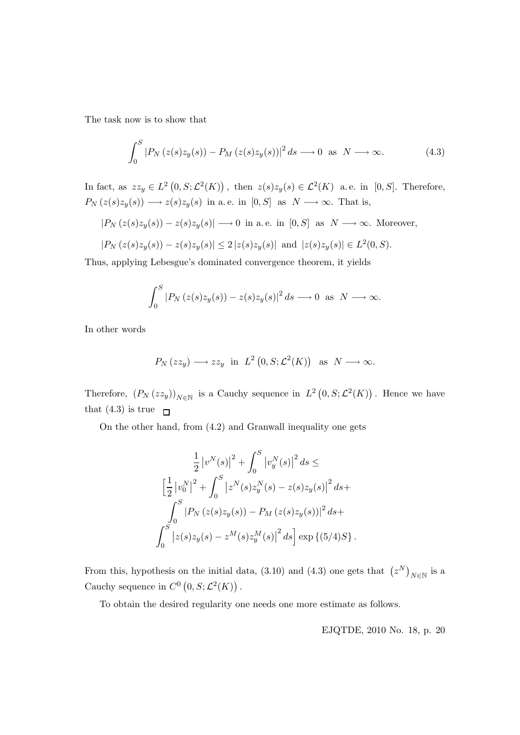The task now is to show that

$$\int_0^S |P_N(z(s)z_y(s)) - P_M(z(s)z_y(s))|^2 \, ds \longrightarrow 0 \text{ as } N \longrightarrow \infty. \tag{4.3}$$

In fact, as $zz_y \in L^2(0,S;\mathcal{L}^2(K))$, then $z(s)z_y(s) \in \mathcal{L}^2(K)$ a. e. in $[0,S]$. Therefore, $P_N(z(s)z_y(s)) \longrightarrow z(s)z_y(s)$ in a. e. in $[0,S]$ as $N \longrightarrow \infty$. That is,

$|P_N(z(s)z_y(s)) - z(s)z_y(s)| \longrightarrow 0$ in a. e. in $[0,S]$ as $N \longrightarrow \infty$. Moreover,

$|P_N(z(s)z_y(s)) - z(s)z_y(s)| \leq 2\,|z(s)z_y(s)|$ and $|z(s)z_y(s)| \in L^2(0,S)$.

Thus, applying Lebesgue's dominated convergence theorem, it yields

$$\int_0^S |P_N(z(s)z_y(s)) - z(s)z_y(s)|^2 \, ds \longrightarrow 0 \text{ as } N \longrightarrow \infty.$$

In other words

$$P_N(zz_y) \longrightarrow zz_y \text{ in } L^2(0,S;\mathcal{L}^2(K)) \text{ as } N \longrightarrow \infty.$$

Therefore, $(P_N(zz_y))_{N\in\mathbb{N}}$ is a Cauchy sequence in $L^2(0,S;\mathcal{L}^2(K))$. Hence we have that (4.3) is true □

On the other hand, from (4.2) and Granwall inequality one gets

$$\begin{gathered}\frac{1}{2}\left|v^N(s)\right|^2 + \int_0^S \left|v_y^N(s)\right|^2 ds \leq \\ \Big[\frac{1}{2}\left|v_0^N\right|^2 + \int_0^S \left|z^N(s)z_y^N(s) - z(s)z_y(s)\right|^2 ds + \\ \int_0^S |P_N(z(s)z_y(s)) - P_M(z(s)z_y(s))|^2 \, ds + \\ \int_0^S \left|z(s)z_y(s) - z^M(s)z_y^M(s)\right|^2 ds\Big] \exp\{(5/4)S\}.\end{gathered}$$

From this, hypothesis on the initial data, (3.10) and (4.3) one gets that $(z^N)_{N\in\mathbb{N}}$ is a Cauchy sequence in $C^0(0,S;\mathcal{L}^2(K))$.

To obtain the desired regularity one needs one more estimate as follows.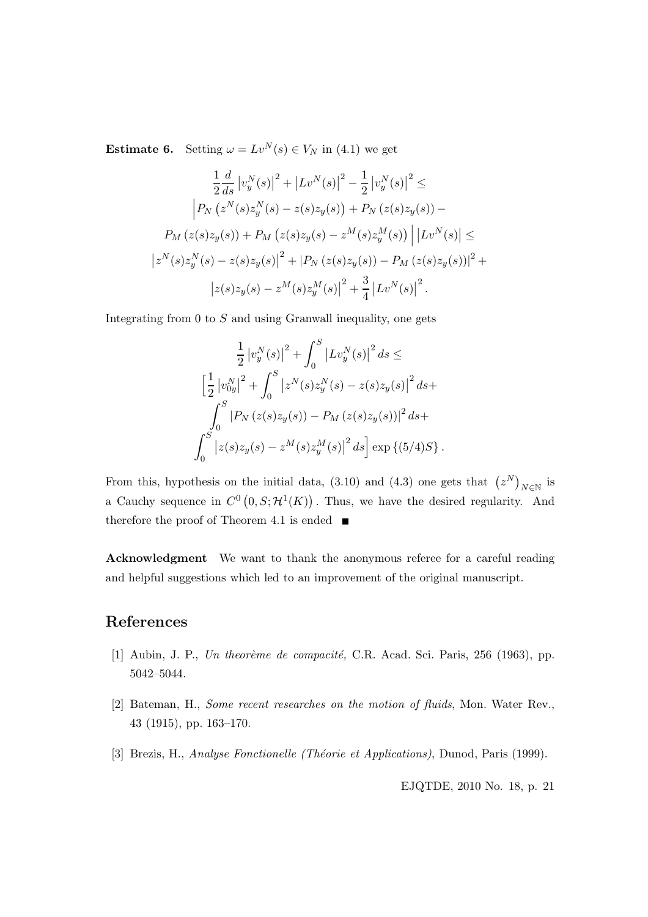**Estimate 6.** Setting $\omega = Lv^N(s) \in V_N$ in (4.1) we get

$$
\begin{gathered}
\frac{1}{2}\frac{d}{ds}\left|v_y^N(s)\right|^2 + \left|Lv^N(s)\right|^2 - \frac{1}{2}\left|v_y^N(s)\right|^2 \leq \\
\Big| P_N\left(z^N(s)z_y^N(s) - z(s)z_y(s)\right) + P_N\left(z(s)z_y(s)\right) - \\
P_M\left(z(s)z_y(s)\right) + P_M\left(z(s)z_y(s) - z^M(s)z_y^M(s)\right)\Big| \left|Lv^N(s)\right| \leq \\
\left|z^N(s)z_y^N(s) - z(s)z_y(s)\right|^2 + \left|P_N\left(z(s)z_y(s)\right) - P_M\left(z(s)z_y(s)\right)\right|^2 + \\
\left|z(s)z_y(s) - z^M(s)z_y^M(s)\right|^2 + \frac{3}{4}\left|Lv^N(s)\right|^2.
\end{gathered}
$$

Integrating from 0 to $S$ and using Granwall inequality, one gets

$$
\begin{gathered}
\frac{1}{2}\left|v_y^N(s)\right|^2 + \int_0^S \left|Lv_y^N(s)\right|^2 ds \leq \\
\Big[\frac{1}{2}\left|v_{0y}^N\right|^2 + \int_0^S \left|z^N(s)z_y^N(s) - z(s)z_y(s)\right|^2 ds + \\
\int_0^S \left|P_N\left(z(s)z_y(s)\right) - P_M\left(z(s)z_y(s)\right)\right|^2 ds + \\
\int_0^S \left|z(s)z_y(s) - z^M(s)z_y^M(s)\right|^2 ds\Big] \exp\left\{(5/4)S\right\}.
\end{gathered}
$$

From this, hypothesis on the initial data, (3.10) and (4.3) one gets that $\left(z^N\right)_{N\in\mathbb{N}}$ is a Cauchy sequence in $C^0\left(0,S;\mathcal{H}^1(K)\right)$. Thus, we have the desired regularity. And therefore the proof of Theorem 4.1 is ended ■

**Acknowledgment** We want to thank the anonymous referee for a careful reading and helpful suggestions which led to an improvement of the original manuscript.

## References

[1] Aubin, J. P., *Un theorème de compacité,* C.R. Acad. Sci. Paris, 256 (1963), pp. 5042–5044.

[2] Bateman, H., *Some recent researches on the motion of fluids*, Mon. Water Rev., 43 (1915), pp. 163–170.

[3] Brezis, H., *Analyse Fonctionelle (Théorie et Applications)*, Dunod, Paris (1999).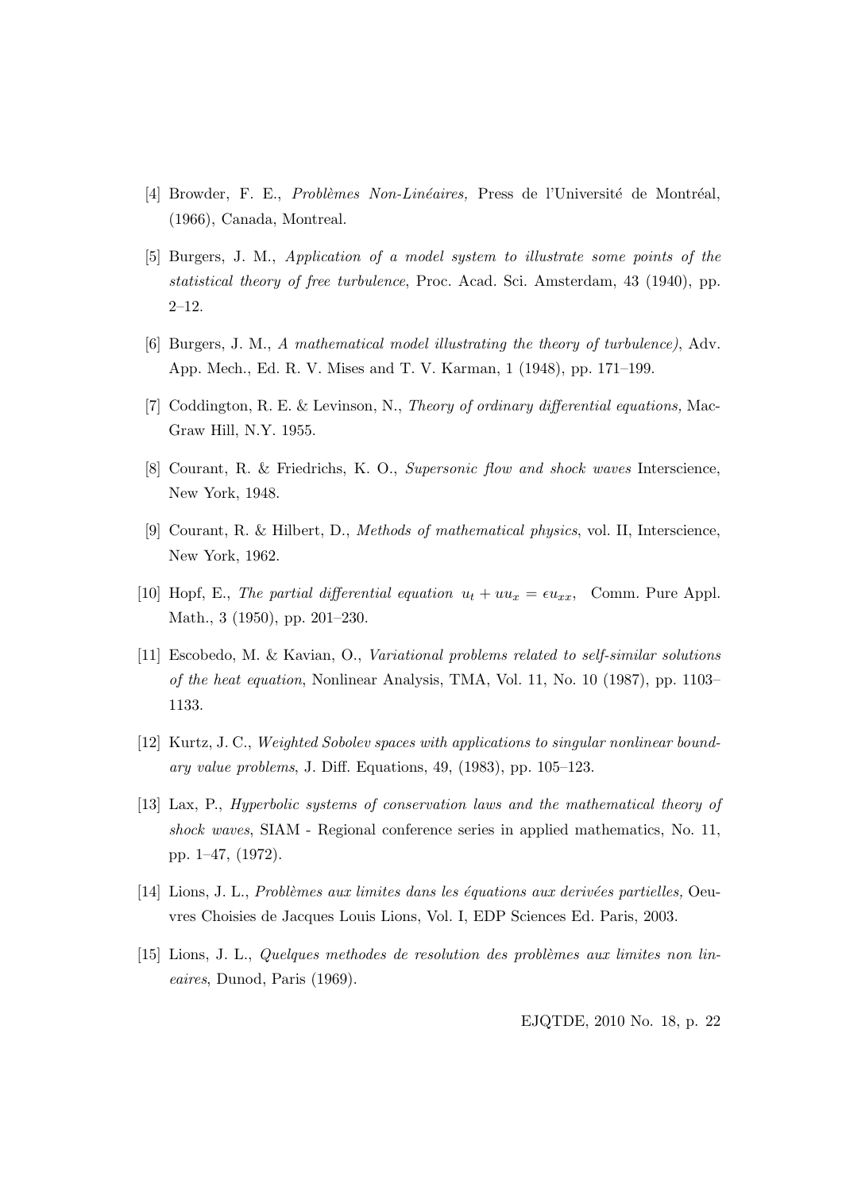[4] Browder, F. E., *Problèmes Non-Linéaires,* Press de l'Université de Montréal, (1966), Canada, Montreal.

[5] Burgers, J. M., *Application of a model system to illustrate some points of the statistical theory of free turbulence*, Proc. Acad. Sci. Amsterdam, 43 (1940), pp. 2–12.

[6] Burgers, J. M., *A mathematical model illustrating the theory of turbulence)*, Adv. App. Mech., Ed. R. V. Mises and T. V. Karman, 1 (1948), pp. 171–199.

[7] Coddington, R. E. & Levinson, N., *Theory of ordinary differential equations,* MacGraw Hill, N.Y. 1955.

[8] Courant, R. & Friedrichs, K. O., *Supersonic flow and shock waves* Interscience, New York, 1948.

[9] Courant, R. & Hilbert, D., *Methods of mathematical physics*, vol. II, Interscience, New York, 1962.

[10] Hopf, E., *The partial differential equation* $u_t + uu_x = \epsilon u_{xx}$, Comm. Pure Appl. Math., 3 (1950), pp. 201–230.

[11] Escobedo, M. & Kavian, O., *Variational problems related to self-similar solutions of the heat equation*, Nonlinear Analysis, TMA, Vol. 11, No. 10 (1987), pp. 1103–1133.

[12] Kurtz, J. C., *Weighted Sobolev spaces with applications to singular nonlinear boundary value problems*, J. Diff. Equations, 49, (1983), pp. 105–123.

[13] Lax, P., *Hyperbolic systems of conservation laws and the mathematical theory of shock waves*, SIAM - Regional conference series in applied mathematics, No. 11, pp. 1–47, (1972).

[14] Lions, J. L., *Problèmes aux limites dans les équations aux derivées partielles,* Oeuvres Choisies de Jacques Louis Lions, Vol. I, EDP Sciences Ed. Paris, 2003.

[15] Lions, J. L., *Quelques methodes de resolution des problèmes aux limites non lineaires*, Dunod, Paris (1969).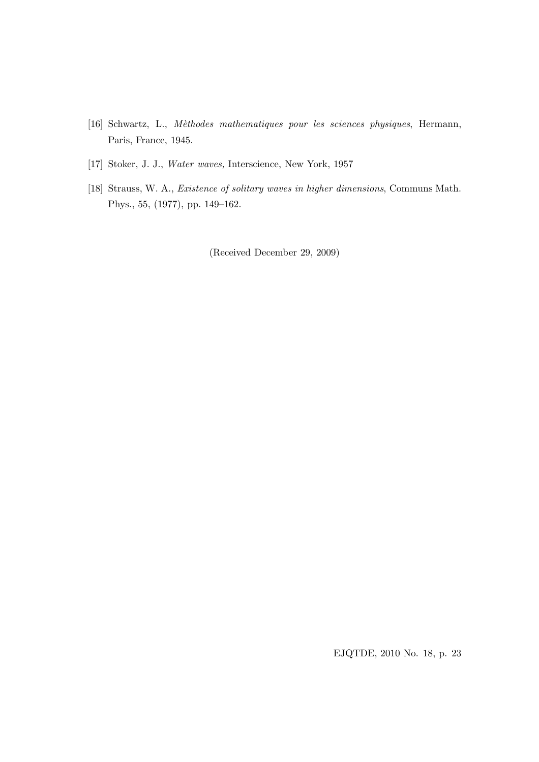[16] Schwartz, L., *Mèthodes mathematiques pour les sciences physiques*, Hermann, Paris, France, 1945.

[17] Stoker, J. J., *Water waves,* Interscience, New York, 1957

[18] Strauss, W. A., *Existence of solitary waves in higher dimensions*, Communs Math. Phys., 55, (1977), pp. 149–162.

(Received December 29, 2009)